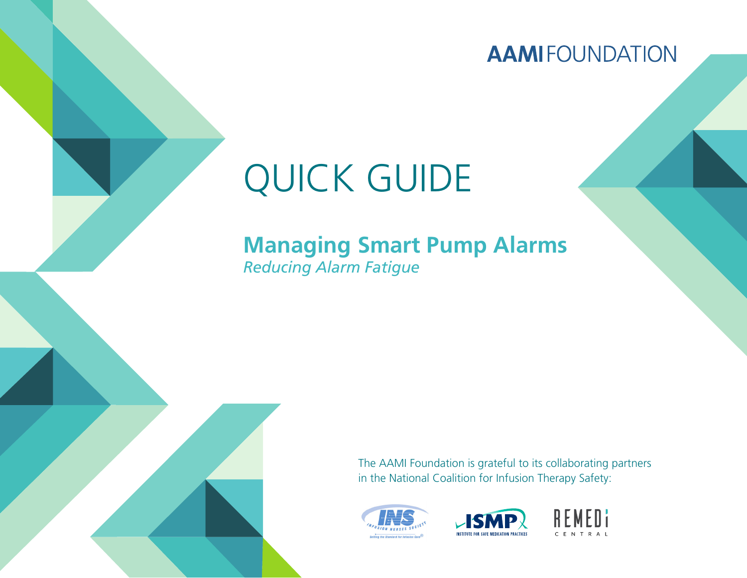AAMI FOUNDATION

# QUICK GUIDE

## Managing Smart Pump Alarms

*Reducing Alarm Fatigue*

The AAMI Foundation is grateful to its collaborating partners in the National Coalition for Infusion Therapy Safety:

INS — Infusion Nurses Society — Setting the Standard for Infusion Care®

ISMP — Institute for Safe Medication Practices

REMEDi CENTRAL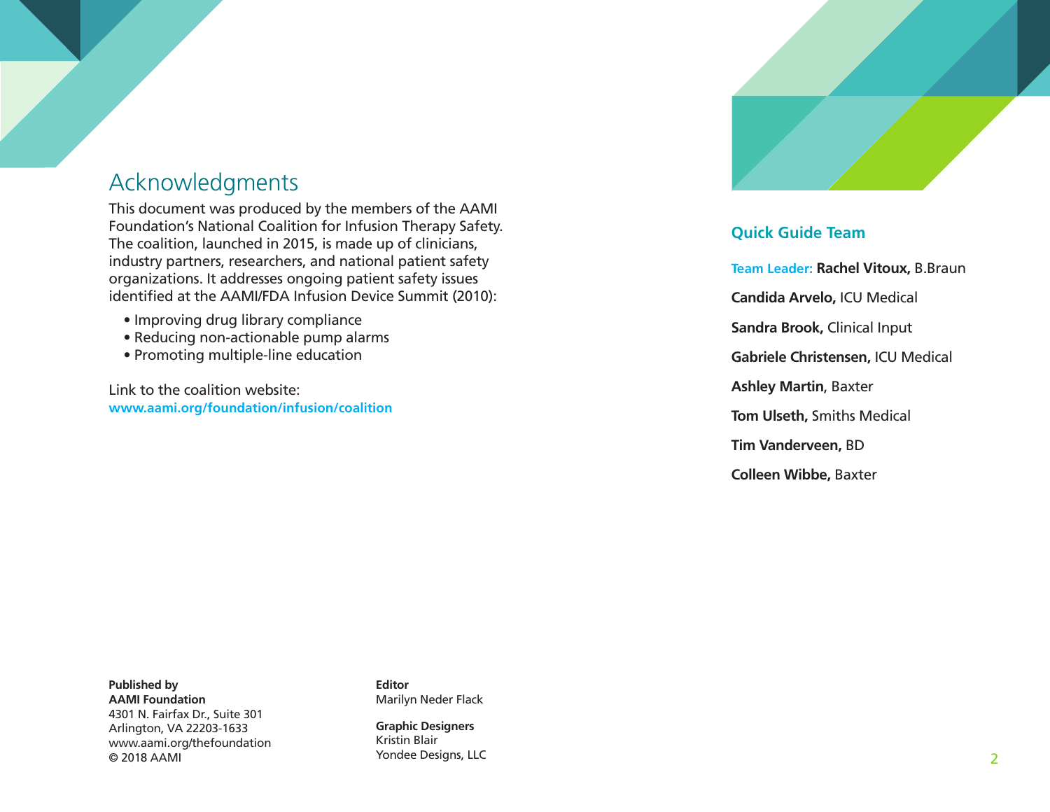## Acknowledgments

This document was produced by the members of the AAMI Foundation's National Coalition for Infusion Therapy Safety. The coalition, launched in 2015, is made up of clinicians, industry partners, researchers, and national patient safety organizations. It addresses ongoing patient safety issues identified at the AAMI/FDA Infusion Device Summit (2010):

- Improving drug library compliance
- Reducing non-actionable pump alarms
- Promoting multiple-line education

Link to the coalition website:
**www.aami.org/foundation/infusion/coalition**

### Quick Guide Team

Team Leader: **Rachel Vitoux,** B.Braun

**Candida Arvelo,** ICU Medical

**Sandra Brook,** Clinical Input

**Gabriele Christensen,** ICU Medical

**Ashley Martin**, Baxter

**Tom Ulseth,** Smiths Medical

**Tim Vanderveen,** BD

**Colleen Wibbe,** Baxter

**Published by**
**AAMI Foundation**
4301 N. Fairfax Dr., Suite 301
Arlington, VA 22203-1633
www.aami.org/thefoundation
© 2018 AAMI

**Editor**
Marilyn Neder Flack

**Graphic Designers**
Kristin Blair
Yondee Designs, LLC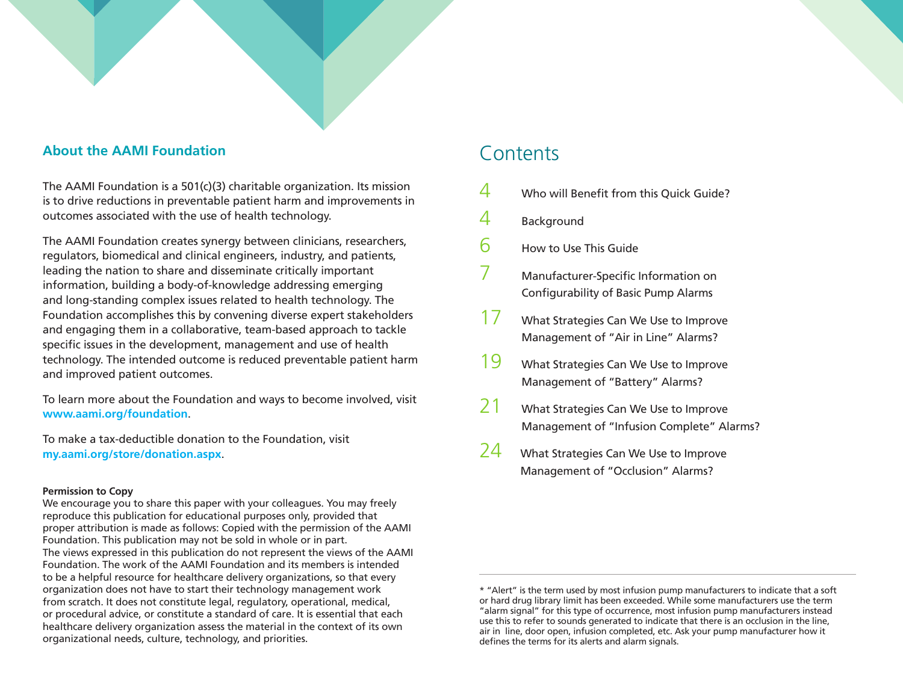## About the AAMI Foundation

The AAMI Foundation is a 501(c)(3) charitable organization. Its mission is to drive reductions in preventable patient harm and improvements in outcomes associated with the use of health technology.

The AAMI Foundation creates synergy between clinicians, researchers, regulators, biomedical and clinical engineers, industry, and patients, leading the nation to share and disseminate critically important information, building a body-of-knowledge addressing emerging and long-standing complex issues related to health technology. The Foundation accomplishes this by convening diverse expert stakeholders and engaging them in a collaborative, team-based approach to tackle specific issues in the development, management and use of health technology. The intended outcome is reduced preventable patient harm and improved patient outcomes.

To learn more about the Foundation and ways to become involved, visit **www.aami.org/foundation**.

To make a tax-deductible donation to the Foundation, visit **my.aami.org/store/donation.aspx**.

**Permission to Copy**

We encourage you to share this paper with your colleagues. You may freely reproduce this publication for educational purposes only, provided that proper attribution is made as follows: Copied with the permission of the AAMI Foundation. This publication may not be sold in whole or in part.
The views expressed in this publication do not represent the views of the AAMI Foundation. The work of the AAMI Foundation and its members is intended to be a helpful resource for healthcare delivery organizations, so that every organization does not have to start their technology management work from scratch. It does not constitute legal, regulatory, operational, medical, or procedural advice, or constitute a standard of care. It is essential that each healthcare delivery organization assess the material in the context of its own organizational needs, culture, technology, and priorities.

# Contents

| | |
|---|---|
| 4 | Who will Benefit from this Quick Guide? |
| 4 | Background |
| 6 | How to Use This Guide |
| 7 | Manufacturer-Specific Information on Configurability of Basic Pump Alarms |
| 17 | What Strategies Can We Use to Improve Management of “Air in Line” Alarms? |
| 19 | What Strategies Can We Use to Improve Management of “Battery” Alarms? |
| 21 | What Strategies Can We Use to Improve Management of “Infusion Complete” Alarms? |
| 24 | What Strategies Can We Use to Improve Management of “Occlusion” Alarms? |

* “Alert” is the term used by most infusion pump manufacturers to indicate that a soft or hard drug library limit has been exceeded. While some manufacturers use the term “alarm signal” for this type of occurrence, most infusion pump manufacturers instead use this to refer to sounds generated to indicate that there is an occlusion in the line, air in line, door open, infusion completed, etc. Ask your pump manufacturer how it defines the terms for its alerts and alarm signals.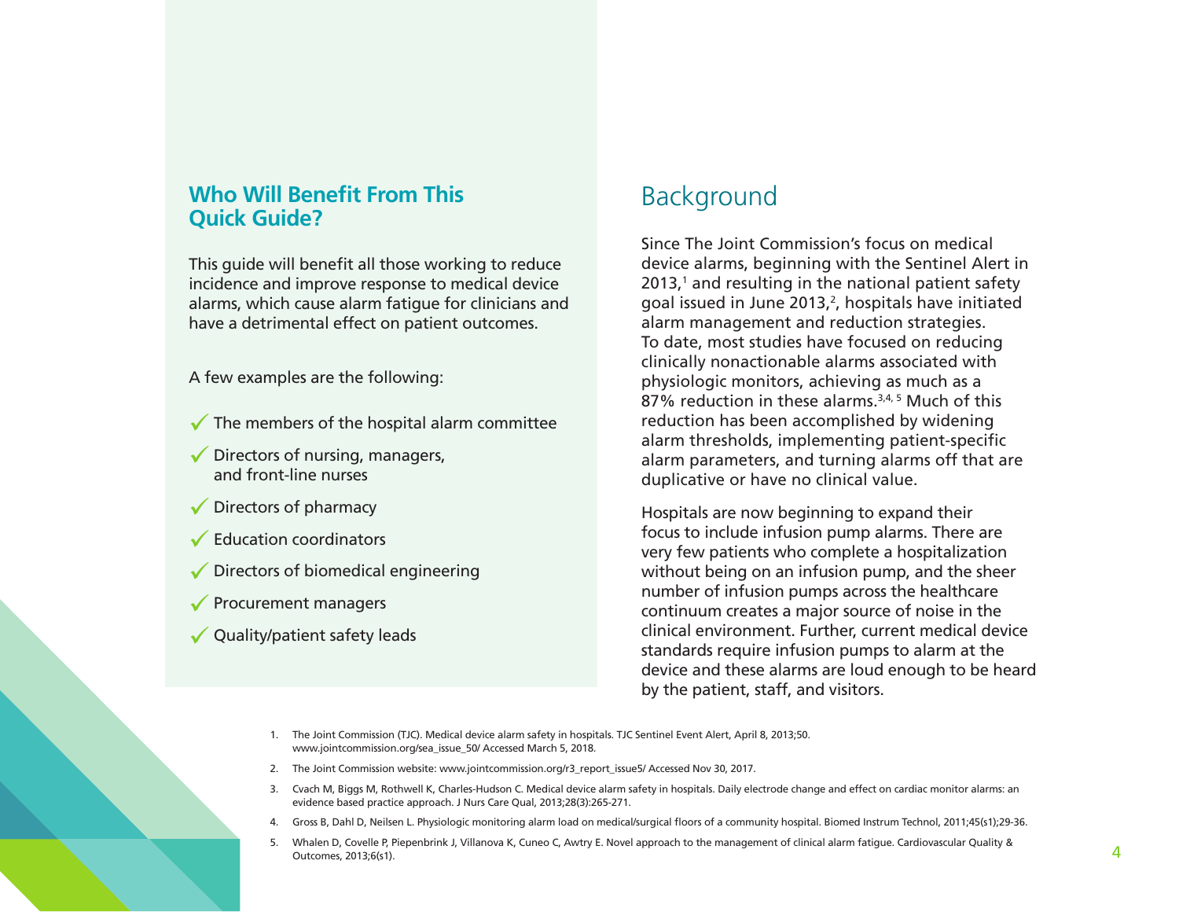## Who Will Benefit From This Quick Guide?

This guide will benefit all those working to reduce incidence and improve response to medical device alarms, which cause alarm fatigue for clinicians and have a detrimental effect on patient outcomes.

A few examples are the following:

- ✓ The members of the hospital alarm committee
- ✓ Directors of nursing, managers, and front-line nurses
- ✓ Directors of pharmacy
- ✓ Education coordinators
- ✓ Directors of biomedical engineering
- ✓ Procurement managers
- ✓ Quality/patient safety leads

## Background

Since The Joint Commission's focus on medical device alarms, beginning with the Sentinel Alert in 2013,[1] and resulting in the national patient safety goal issued in June 2013,[2], hospitals have initiated alarm management and reduction strategies. To date, most studies have focused on reducing clinically nonactionable alarms associated with physiologic monitors, achieving as much as a 87% reduction in these alarms.[3,4,5] Much of this reduction has been accomplished by widening alarm thresholds, implementing patient-specific alarm parameters, and turning alarms off that are duplicative or have no clinical value.

Hospitals are now beginning to expand their focus to include infusion pump alarms. There are very few patients who complete a hospitalization without being on an infusion pump, and the sheer number of infusion pumps across the healthcare continuum creates a major source of noise in the clinical environment. Further, current medical device standards require infusion pumps to alarm at the device and these alarms are loud enough to be heard by the patient, staff, and visitors.

1. The Joint Commission (TJC). Medical device alarm safety in hospitals. TJC Sentinel Event Alert, April 8, 2013;50. www.jointcommission.org/sea_issue_50/ Accessed March 5, 2018.
2. The Joint Commission website: www.jointcommission.org/r3_report_issue5/ Accessed Nov 30, 2017.
3. Cvach M, Biggs M, Rothwell K, Charles-Hudson C. Medical device alarm safety in hospitals. Daily electrode change and effect on cardiac monitor alarms: an evidence based practice approach. J Nurs Care Qual, 2013;28(3):265-271.
4. Gross B, Dahl D, Neilsen L. Physiologic monitoring alarm load on medical/surgical floors of a community hospital. Biomed Instrum Technol, 2011;45(s1);29-36.
5. Whalen D, Covelle P, Piepenbrink J, Villanova K, Cuneo C, Awtry E. Novel approach to the management of clinical alarm fatigue. Cardiovascular Quality & Outcomes, 2013;6(s1).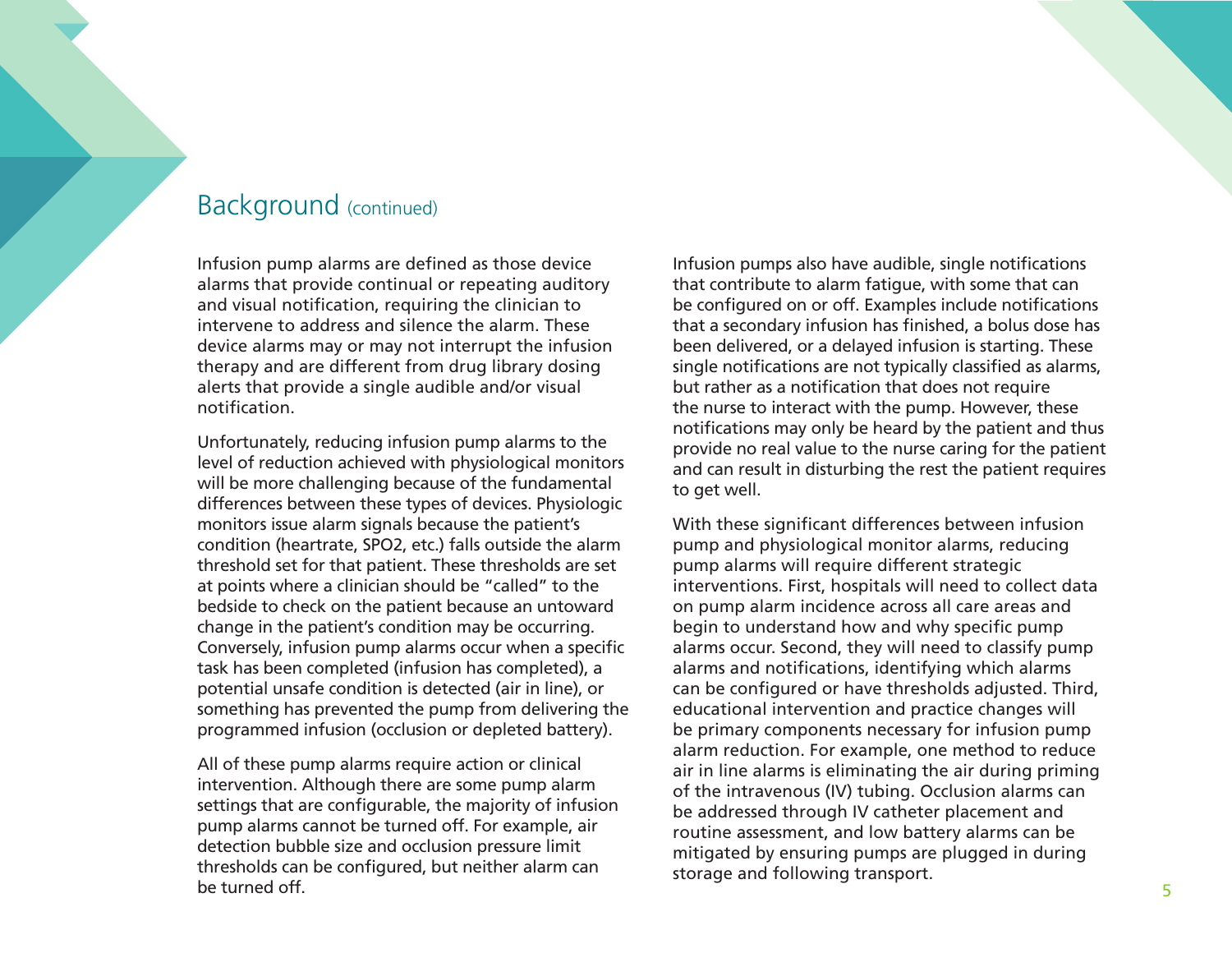## Background (continued)

Infusion pump alarms are defined as those device alarms that provide continual or repeating auditory and visual notification, requiring the clinician to intervene to address and silence the alarm. These device alarms may or may not interrupt the infusion therapy and are different from drug library dosing alerts that provide a single audible and/or visual notification.

Unfortunately, reducing infusion pump alarms to the level of reduction achieved with physiological monitors will be more challenging because of the fundamental differences between these types of devices. Physiologic monitors issue alarm signals because the patient's condition (heartrate, SPO2, etc.) falls outside the alarm threshold set for that patient. These thresholds are set at points where a clinician should be "called" to the bedside to check on the patient because an untoward change in the patient's condition may be occurring. Conversely, infusion pump alarms occur when a specific task has been completed (infusion has completed), a potential unsafe condition is detected (air in line), or something has prevented the pump from delivering the programmed infusion (occlusion or depleted battery).

All of these pump alarms require action or clinical intervention. Although there are some pump alarm settings that are configurable, the majority of infusion pump alarms cannot be turned off. For example, air detection bubble size and occlusion pressure limit thresholds can be configured, but neither alarm can be turned off.

Infusion pumps also have audible, single notifications that contribute to alarm fatigue, with some that can be configured on or off. Examples include notifications that a secondary infusion has finished, a bolus dose has been delivered, or a delayed infusion is starting. These single notifications are not typically classified as alarms, but rather as a notification that does not require the nurse to interact with the pump. However, these notifications may only be heard by the patient and thus provide no real value to the nurse caring for the patient and can result in disturbing the rest the patient requires to get well.

With these significant differences between infusion pump and physiological monitor alarms, reducing pump alarms will require different strategic interventions. First, hospitals will need to collect data on pump alarm incidence across all care areas and begin to understand how and why specific pump alarms occur. Second, they will need to classify pump alarms and notifications, identifying which alarms can be configured or have thresholds adjusted. Third, educational intervention and practice changes will be primary components necessary for infusion pump alarm reduction. For example, one method to reduce air in line alarms is eliminating the air during priming of the intravenous (IV) tubing. Occlusion alarms can be addressed through IV catheter placement and routine assessment, and low battery alarms can be mitigated by ensuring pumps are plugged in during storage and following transport.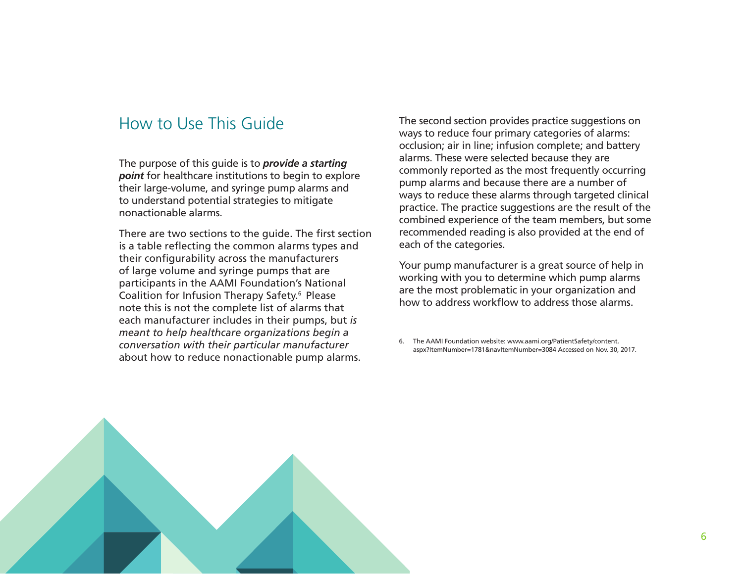## How to Use This Guide

The purpose of this guide is to ***provide a starting point*** for healthcare institutions to begin to explore their large-volume, and syringe pump alarms and to understand potential strategies to mitigate nonactionable alarms.

There are two sections to the guide. The first section is a table reflecting the common alarms types and their configurability across the manufacturers of large volume and syringe pumps that are participants in the AAMI Foundation's National Coalition for Infusion Therapy Safety.[6] Please note this is not the complete list of alarms that each manufacturer includes in their pumps, but *is meant to help healthcare organizations begin a conversation with their particular manufacturer* about how to reduce nonactionable pump alarms.

The second section provides practice suggestions on ways to reduce four primary categories of alarms: occlusion; air in line; infusion complete; and battery alarms. These were selected because they are commonly reported as the most frequently occurring pump alarms and because there are a number of ways to reduce these alarms through targeted clinical practice. The practice suggestions are the result of the combined experience of the team members, but some recommended reading is also provided at the end of each of the categories.

Your pump manufacturer is a great source of help in working with you to determine which pump alarms are the most problematic in your organization and how to address workflow to address those alarms.

6. The AAMI Foundation website: www.aami.org/PatientSafety/content.aspx?ItemNumber=1781&navItemNumber=3084 Accessed on Nov. 30, 2017.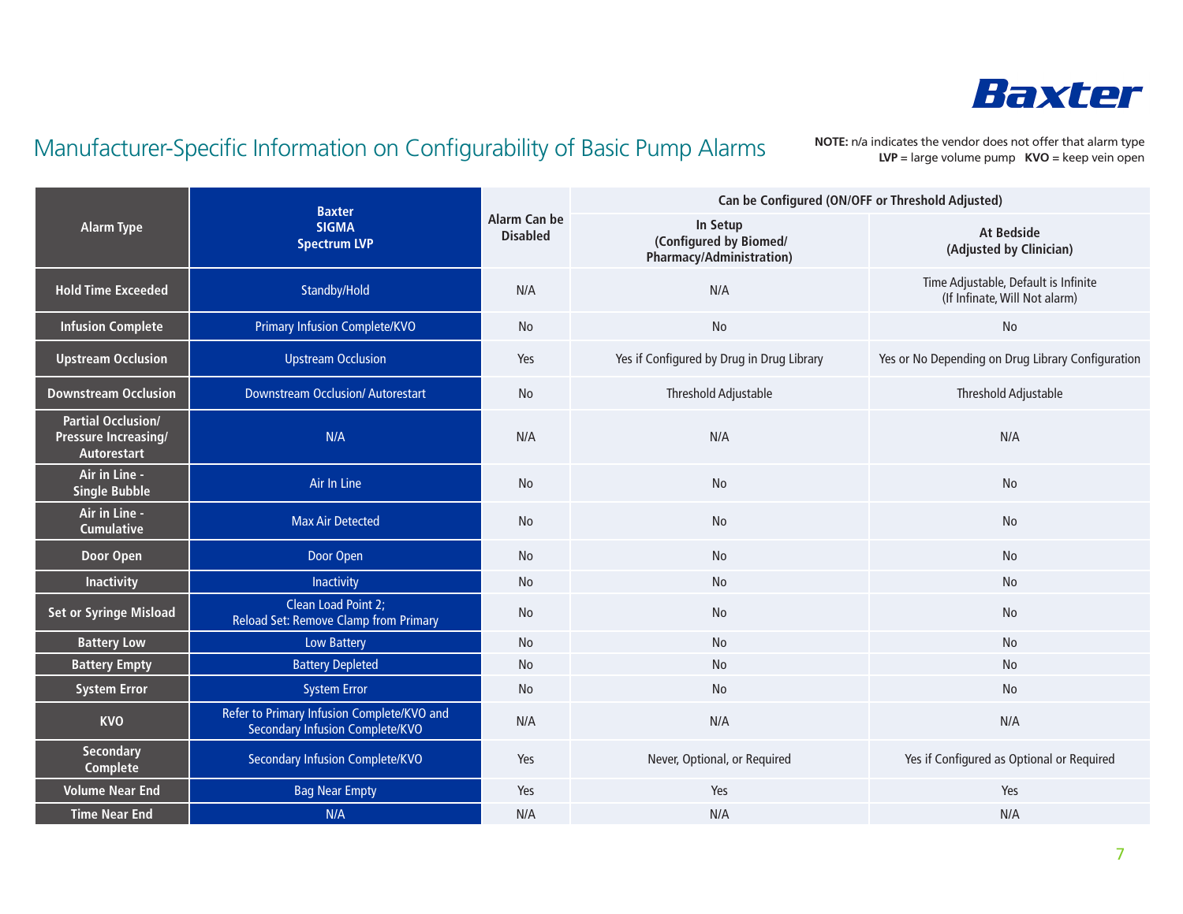Baxter

## Manufacturer-Specific Information on Configurability of Basic Pump Alarms

**NOTE:** n/a indicates the vendor does not offer that alarm type
**LVP** = large volume pump **KVO** = keep vein open

| Alarm Type | Baxter SIGMA Spectrum LVP | Alarm Can be Disabled | Can be Configured (ON/OFF or Threshold Adjusted) | |
|---|---|---|---|---|
| | | | In Setup (Configured by Biomed/ Pharmacy/Administration) | At Bedside (Adjusted by Clinician) |
| Hold Time Exceeded | Standby/Hold | N/A | N/A | Time Adjustable, Default is Infinite (If Infinate, Will Not alarm) |
| Infusion Complete | Primary Infusion Complete/KVO | No | No | No |
| Upstream Occlusion | Upstream Occlusion | Yes | Yes if Configured by Drug in Drug Library | Yes or No Depending on Drug Library Configuration |
| Downstream Occlusion | Downstream Occlusion/ Autorestart | No | Threshold Adjustable | Threshold Adjustable |
| Partial Occlusion/ Pressure Increasing/ Autorestart | N/A | N/A | N/A | N/A |
| Air in Line - Single Bubble | Air In Line | No | No | No |
| Air in Line - Cumulative | Max Air Detected | No | No | No |
| Door Open | Door Open | No | No | No |
| Inactivity | Inactivity | No | No | No |
| Set or Syringe Misload | Clean Load Point 2; Reload Set: Remove Clamp from Primary | No | No | No |
| Battery Low | Low Battery | No | No | No |
| Battery Empty | Battery Depleted | No | No | No |
| System Error | System Error | No | No | No |
| KVO | Refer to Primary Infusion Complete/KVO and Secondary Infusion Complete/KVO | N/A | N/A | N/A |
| Secondary Complete | Secondary Infusion Complete/KVO | Yes | Never, Optional, or Required | Yes if Configured as Optional or Required |
| Volume Near End | Bag Near Empty | Yes | Yes | Yes |
| Time Near End | N/A | N/A | N/A | N/A |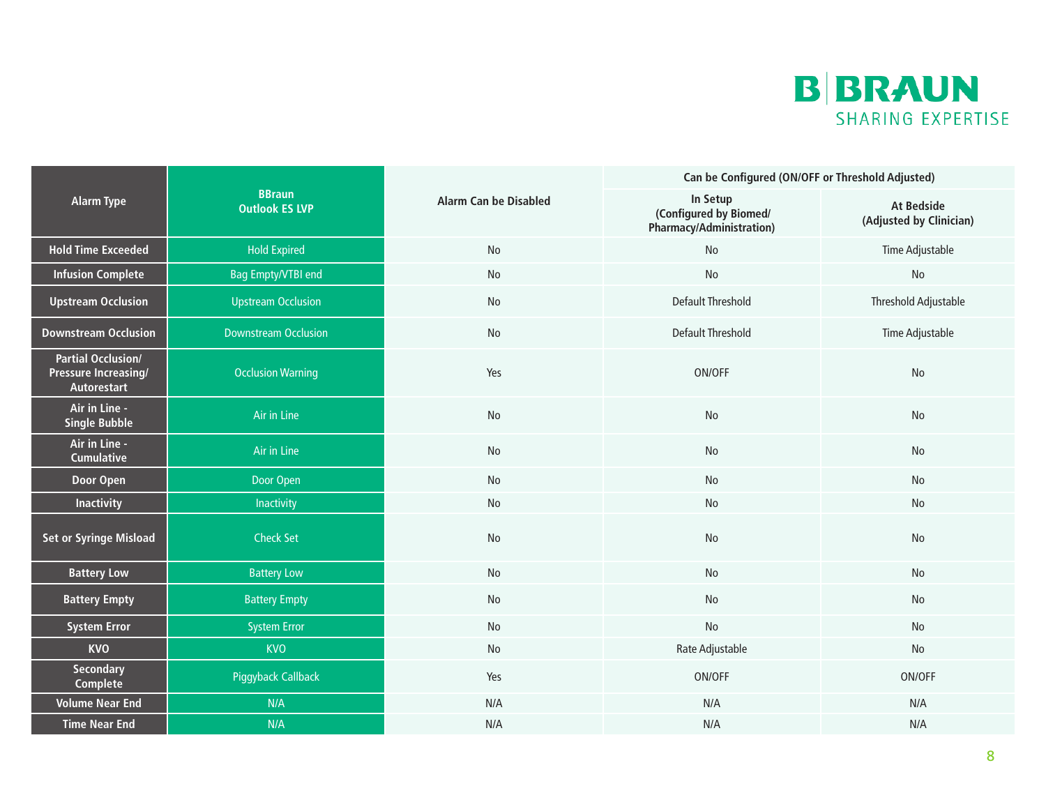B|BRAUN
SHARING EXPERTISE

| Alarm Type | BBraun Outlook ES LVP | Alarm Can be Disabled | Can be Configured (ON/OFF or Threshold Adjusted) | |
|---|---|---|---|---|
| | | | In Setup (Configured by Biomed/ Pharmacy/Administration) | At Bedside (Adjusted by Clinician) |
| **Hold Time Exceeded** | Hold Expired | No | No | Time Adjustable |
| **Infusion Complete** | Bag Empty/VTBI end | No | No | No |
| **Upstream Occlusion** | Upstream Occlusion | No | Default Threshold | Threshold Adjustable |
| **Downstream Occlusion** | Downstream Occlusion | No | Default Threshold | Time Adjustable |
| **Partial Occlusion/ Pressure Increasing/ Autorestart** | Occlusion Warning | Yes | ON/OFF | No |
| **Air in Line - Single Bubble** | Air in Line | No | No | No |
| **Air in Line - Cumulative** | Air in Line | No | No | No |
| **Door Open** | Door Open | No | No | No |
| **Inactivity** | Inactivity | No | No | No |
| **Set or Syringe Misload** | Check Set | No | No | No |
| **Battery Low** | Battery Low | No | No | No |
| **Battery Empty** | Battery Empty | No | No | No |
| **System Error** | System Error | No | No | No |
| **KVO** | KVO | No | Rate Adjustable | No |
| **Secondary Complete** | Piggyback Callback | Yes | ON/OFF | ON/OFF |
| **Volume Near End** | N/A | N/A | N/A | N/A |
| **Time Near End** | N/A | N/A | N/A | N/A |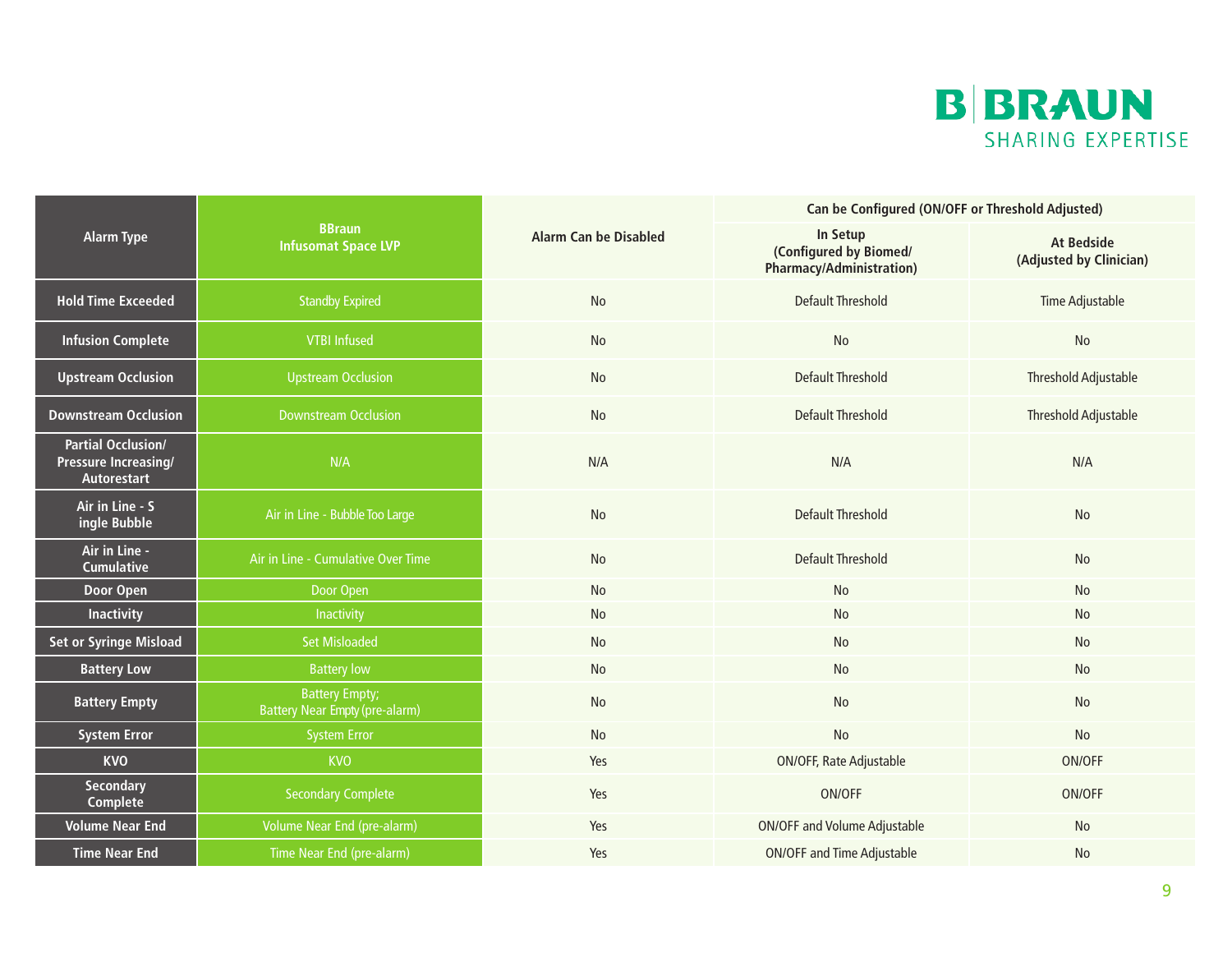B|BRAUN
SHARING EXPERTISE

| Alarm Type | BBraun Infusomat Space LVP | Alarm Can be Disabled | Can be Configured (ON/OFF or Threshold Adjusted) | |
|---|---|---|---|---|
| | | | In Setup (Configured by Biomed/ Pharmacy/Administration) | At Bedside (Adjusted by Clinician) |
| **Hold Time Exceeded** | Standby Expired | No | Default Threshold | Time Adjustable |
| **Infusion Complete** | VTBI Infused | No | No | No |
| **Upstream Occlusion** | Upstream Occlusion | No | Default Threshold | Threshold Adjustable |
| **Downstream Occlusion** | Downstream Occlusion | No | Default Threshold | Threshold Adjustable |
| **Partial Occlusion/ Pressure Increasing/ Autorestart** | N/A | N/A | N/A | N/A |
| **Air in Line - S ingle Bubble** | Air in Line - Bubble Too Large | No | Default Threshold | No |
| **Air in Line - Cumulative** | Air in Line - Cumulative Over Time | No | Default Threshold | No |
| **Door Open** | Door Open | No | No | No |
| **Inactivity** | Inactivity | No | No | No |
| **Set or Syringe Misload** | Set Misloaded | No | No | No |
| **Battery Low** | Battery low | No | No | No |
| **Battery Empty** | Battery Empty; Battery Near Empty (pre-alarm) | No | No | No |
| **System Error** | System Error | No | No | No |
| **KVO** | KVO | Yes | ON/OFF, Rate Adjustable | ON/OFF |
| **Secondary Complete** | Secondary Complete | Yes | ON/OFF | ON/OFF |
| **Volume Near End** | Volume Near End (pre-alarm) | Yes | ON/OFF and Volume Adjustable | No |
| **Time Near End** | Time Near End (pre-alarm) | Yes | ON/OFF and Time Adjustable | No |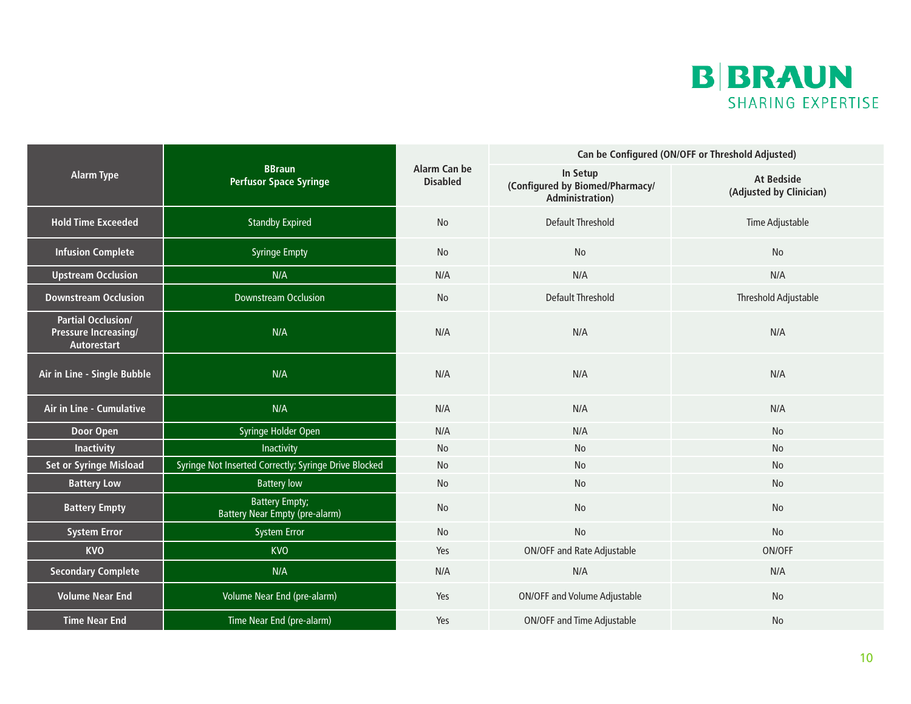B|BRAUN
SHARING EXPERTISE

| Alarm Type | BBraun Perfusor Space Syringe | Alarm Can be Disabled | Can be Configured (ON/OFF or Threshold Adjusted) | |
|---|---|---|---|---|
| | | | In Setup (Configured by Biomed/Pharmacy/ Administration) | At Bedside (Adjusted by Clinician) |
| **Hold Time Exceeded** | Standby Expired | No | Default Threshold | Time Adjustable |
| **Infusion Complete** | Syringe Empty | No | No | No |
| **Upstream Occlusion** | N/A | N/A | N/A | N/A |
| **Downstream Occlusion** | Downstream Occlusion | No | Default Threshold | Threshold Adjustable |
| **Partial Occlusion/ Pressure Increasing/ Autorestart** | N/A | N/A | N/A | N/A |
| **Air in Line - Single Bubble** | N/A | N/A | N/A | N/A |
| **Air in Line - Cumulative** | N/A | N/A | N/A | N/A |
| **Door Open** | Syringe Holder Open | N/A | N/A | No |
| **Inactivity** | Inactivity | No | No | No |
| **Set or Syringe Misload** | Syringe Not Inserted Correctly; Syringe Drive Blocked | No | No | No |
| **Battery Low** | Battery low | No | No | No |
| **Battery Empty** | Battery Empty; Battery Near Empty (pre-alarm) | No | No | No |
| **System Error** | System Error | No | No | No |
| **KVO** | KVO | Yes | ON/OFF and Rate Adjustable | ON/OFF |
| **Secondary Complete** | N/A | N/A | N/A | N/A |
| **Volume Near End** | Volume Near End (pre-alarm) | Yes | ON/OFF and Volume Adjustable | No |
| **Time Near End** | Time Near End (pre-alarm) | Yes | ON/OFF and Time Adjustable | No |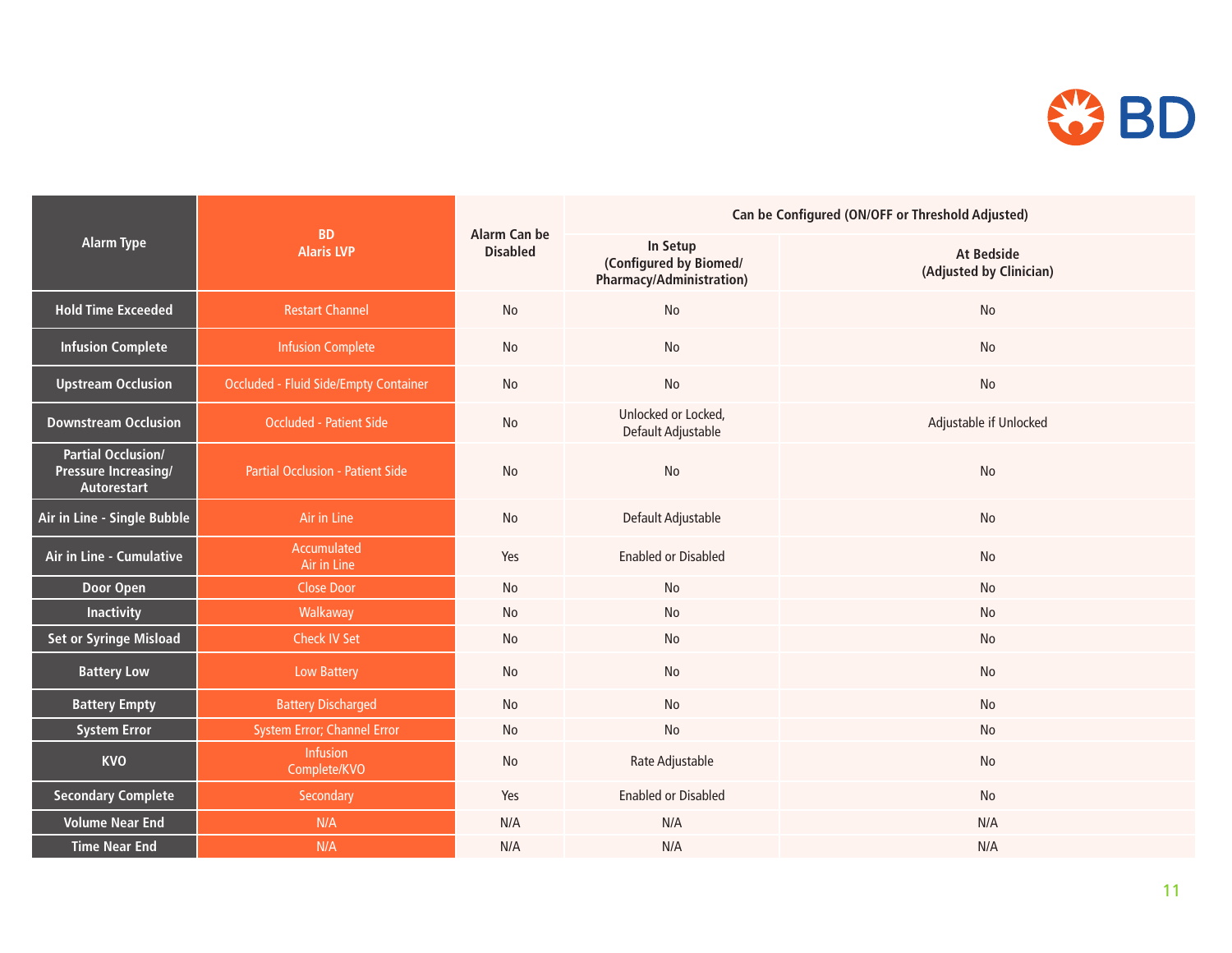| Alarm Type | BD Alaris LVP | Alarm Can be Disabled | Can be Configured (ON/OFF or Threshold Adjusted) | |
|---|---|---|---|---|
| | | | In Setup (Configured by Biomed/ Pharmacy/Administration) | At Bedside (Adjusted by Clinician) |
| Hold Time Exceeded | Restart Channel | No | No | No |
| Infusion Complete | Infusion Complete | No | No | No |
| Upstream Occlusion | Occluded - Fluid Side/Empty Container | No | No | No |
| Downstream Occlusion | Occluded - Patient Side | No | Unlocked or Locked, Default Adjustable | Adjustable if Unlocked |
| Partial Occlusion/ Pressure Increasing/ Autorestart | Partial Occlusion - Patient Side | No | No | No |
| Air in Line - Single Bubble | Air in Line | No | Default Adjustable | No |
| Air in Line - Cumulative | Accumulated Air in Line | Yes | Enabled or Disabled | No |
| Door Open | Close Door | No | No | No |
| Inactivity | Walkaway | No | No | No |
| Set or Syringe Misload | Check IV Set | No | No | No |
| Battery Low | Low Battery | No | No | No |
| Battery Empty | Battery Discharged | No | No | No |
| System Error | System Error; Channel Error | No | No | No |
| KVO | Infusion Complete/KVO | No | Rate Adjustable | No |
| Secondary Complete | Secondary | Yes | Enabled or Disabled | No |
| Volume Near End | N/A | N/A | N/A | N/A |
| Time Near End | N/A | N/A | N/A | N/A |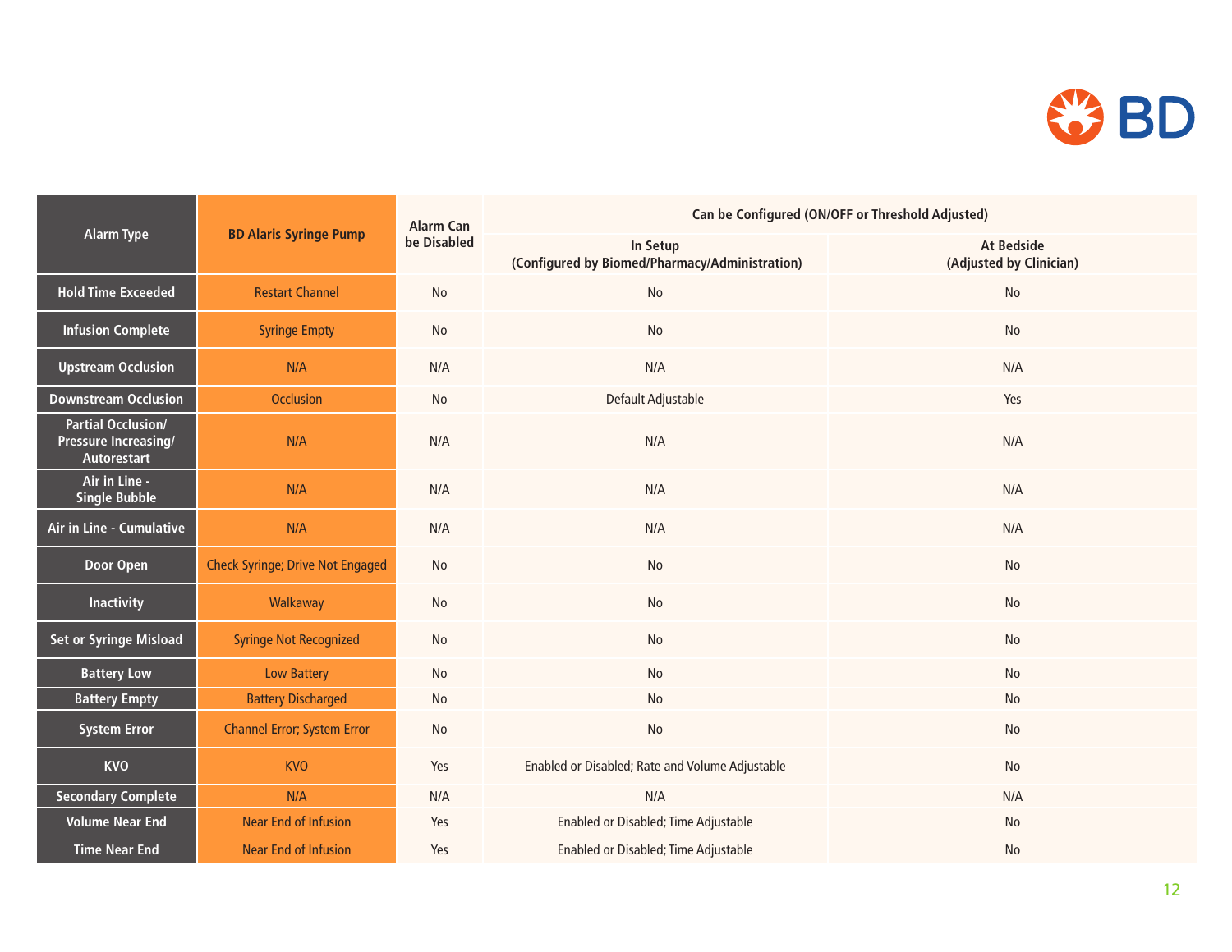| Alarm Type | BD Alaris Syringe Pump | Alarm Can be Disabled | Can be Configured (ON/OFF or Threshold Adjusted) | |
|---|---|---|---|---|
| | | | In Setup (Configured by Biomed/Pharmacy/Administration) | At Bedside (Adjusted by Clinician) |
| Hold Time Exceeded | Restart Channel | No | No | No |
| Infusion Complete | Syringe Empty | No | No | No |
| Upstream Occlusion | N/A | N/A | N/A | N/A |
| Downstream Occlusion | Occlusion | No | Default Adjustable | Yes |
| Partial Occlusion/ Pressure Increasing/ Autorestart | N/A | N/A | N/A | N/A |
| Air in Line - Single Bubble | N/A | N/A | N/A | N/A |
| Air in Line - Cumulative | N/A | N/A | N/A | N/A |
| Door Open | Check Syringe; Drive Not Engaged | No | No | No |
| Inactivity | Walkaway | No | No | No |
| Set or Syringe Misload | Syringe Not Recognized | No | No | No |
| Battery Low | Low Battery | No | No | No |
| Battery Empty | Battery Discharged | No | No | No |
| System Error | Channel Error; System Error | No | No | No |
| KVO | KVO | Yes | Enabled or Disabled; Rate and Volume Adjustable | No |
| Secondary Complete | N/A | N/A | N/A | N/A |
| Volume Near End | Near End of Infusion | Yes | Enabled or Disabled; Time Adjustable | No |
| Time Near End | Near End of Infusion | Yes | Enabled or Disabled; Time Adjustable | No |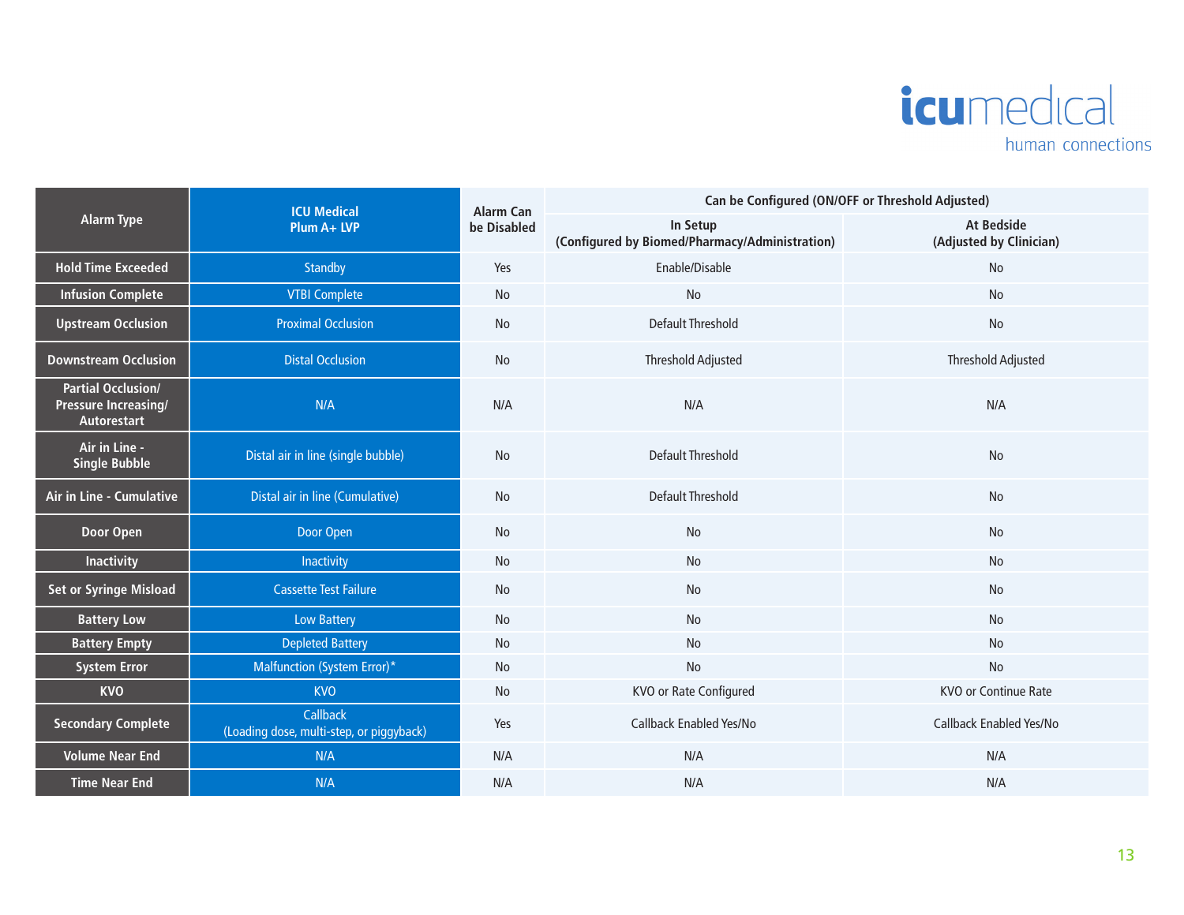| Alarm Type | ICU Medical Plum A+ LVP | Alarm Can be Disabled | Can be Configured (ON/OFF or Threshold Adjusted) | |
|---|---|---|---|---|
| | | | In Setup (Configured by Biomed/Pharmacy/Administration) | At Bedside (Adjusted by Clinician) |
| Hold Time Exceeded | Standby | Yes | Enable/Disable | No |
| Infusion Complete | VTBI Complete | No | No | No |
| Upstream Occlusion | Proximal Occlusion | No | Default Threshold | No |
| Downstream Occlusion | Distal Occlusion | No | Threshold Adjusted | Threshold Adjusted |
| Partial Occlusion/ Pressure Increasing/ Autorestart | N/A | N/A | N/A | N/A |
| Air in Line - Single Bubble | Distal air in line (single bubble) | No | Default Threshold | No |
| Air in Line - Cumulative | Distal air in line (Cumulative) | No | Default Threshold | No |
| Door Open | Door Open | No | No | No |
| Inactivity | Inactivity | No | No | No |
| Set or Syringe Misload | Cassette Test Failure | No | No | No |
| Battery Low | Low Battery | No | No | No |
| Battery Empty | Depleted Battery | No | No | No |
| System Error | Malfunction (System Error)* | No | No | No |
| KVO | KVO | No | KVO or Rate Configured | KVO or Continue Rate |
| Secondary Complete | Callback (Loading dose, multi-step, or piggyback) | Yes | Callback Enabled Yes/No | Callback Enabled Yes/No |
| Volume Near End | N/A | N/A | N/A | N/A |
| Time Near End | N/A | N/A | N/A | N/A |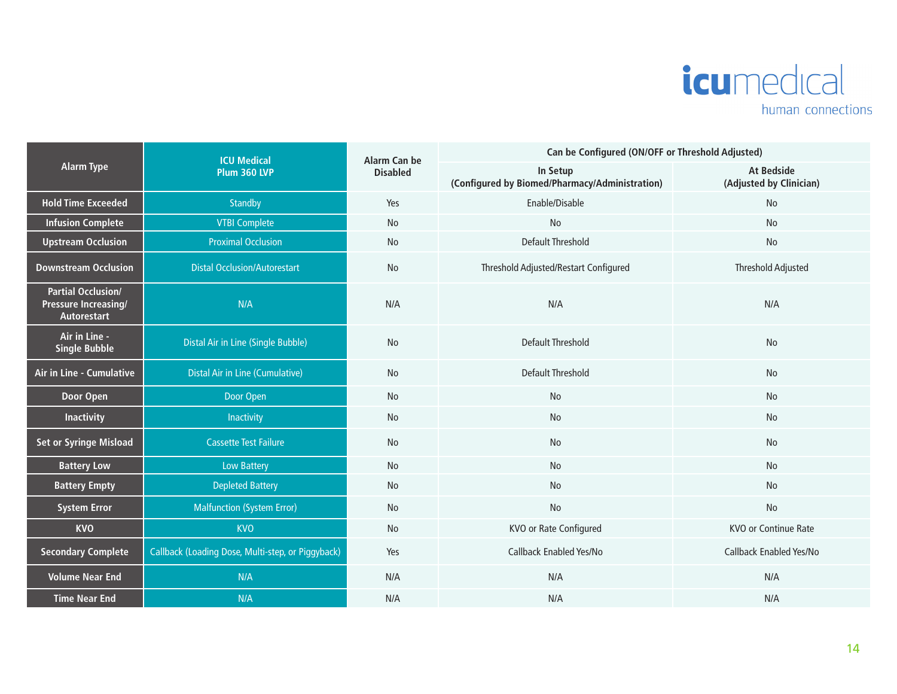| Alarm Type | ICU Medical Plum 360 LVP | Alarm Can be Disabled | Can be Configured (ON/OFF or Threshold Adjusted) | |
|---|---|---|---|---|
| | | | In Setup (Configured by Biomed/Pharmacy/Administration) | At Bedside (Adjusted by Clinician) |
| Hold Time Exceeded | Standby | Yes | Enable/Disable | No |
| Infusion Complete | VTBI Complete | No | No | No |
| Upstream Occlusion | Proximal Occlusion | No | Default Threshold | No |
| Downstream Occlusion | Distal Occlusion/Autorestart | No | Threshold Adjusted/Restart Configured | Threshold Adjusted |
| Partial Occlusion/ Pressure Increasing/ Autorestart | N/A | N/A | N/A | N/A |
| Air in Line - Single Bubble | Distal Air in Line (Single Bubble) | No | Default Threshold | No |
| Air in Line - Cumulative | Distal Air in Line (Cumulative) | No | Default Threshold | No |
| Door Open | Door Open | No | No | No |
| Inactivity | Inactivity | No | No | No |
| Set or Syringe Misload | Cassette Test Failure | No | No | No |
| Battery Low | Low Battery | No | No | No |
| Battery Empty | Depleted Battery | No | No | No |
| System Error | Malfunction (System Error) | No | No | No |
| KVO | KVO | No | KVO or Rate Configured | KVO or Continue Rate |
| Secondary Complete | Callback (Loading Dose, Multi-step, or Piggyback) | Yes | Callback Enabled Yes/No | Callback Enabled Yes/No |
| Volume Near End | N/A | N/A | N/A | N/A |
| Time Near End | N/A | N/A | N/A | N/A |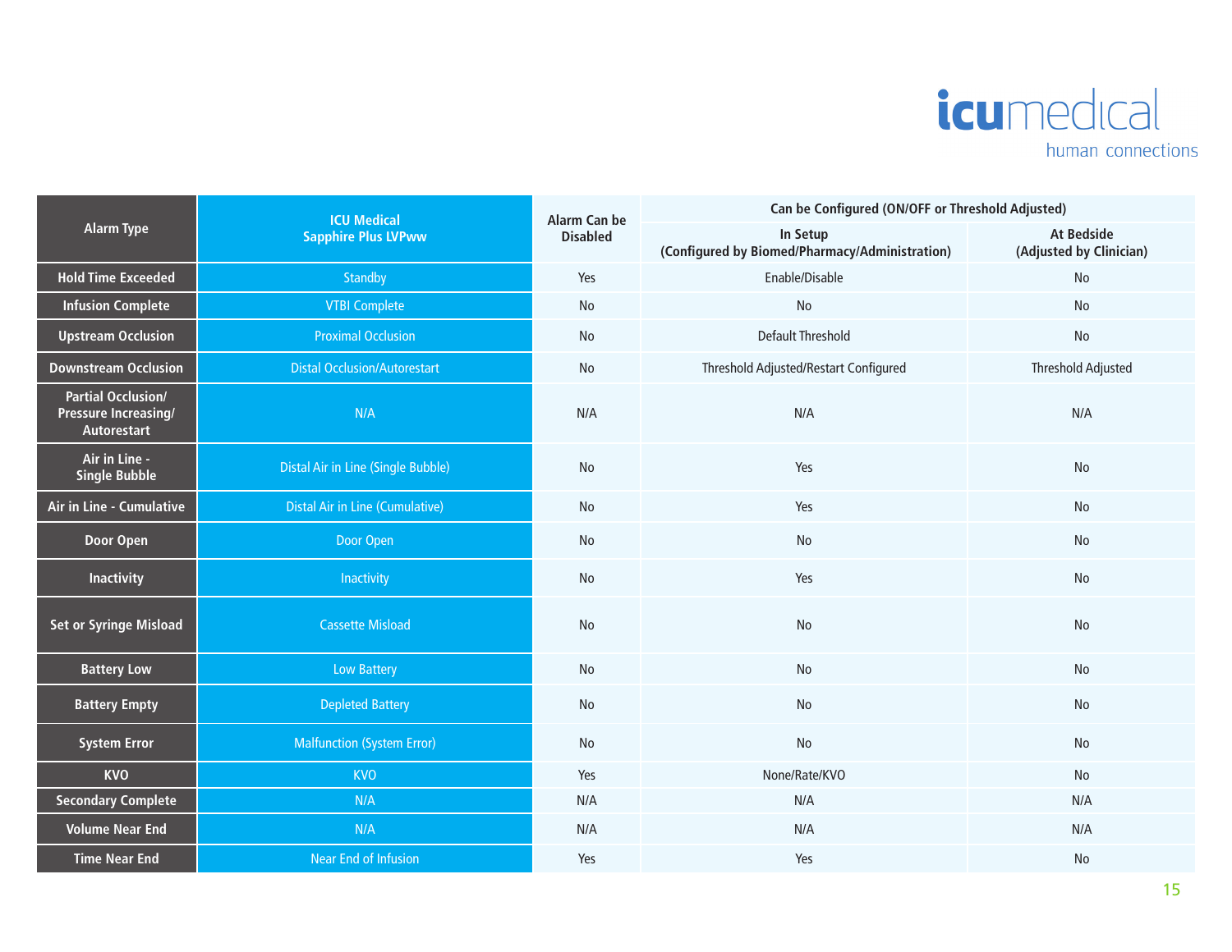icumedical
human connections

| Alarm Type | ICU Medical Sapphire Plus LVPww | Alarm Can be Disabled | Can be Configured (ON/OFF or Threshold Adjusted) | |
|---|---|---|---|---|
| | | | In Setup (Configured by Biomed/Pharmacy/Administration) | At Bedside (Adjusted by Clinician) |
| **Hold Time Exceeded** | Standby | Yes | Enable/Disable | No |
| **Infusion Complete** | VTBI Complete | No | No | No |
| **Upstream Occlusion** | Proximal Occlusion | No | Default Threshold | No |
| **Downstream Occlusion** | Distal Occlusion/Autorestart | No | Threshold Adjusted/Restart Configured | Threshold Adjusted |
| **Partial Occlusion/ Pressure Increasing/ Autorestart** | N/A | N/A | N/A | N/A |
| **Air in Line - Single Bubble** | Distal Air in Line (Single Bubble) | No | Yes | No |
| **Air in Line - Cumulative** | Distal Air in Line (Cumulative) | No | Yes | No |
| **Door Open** | Door Open | No | No | No |
| **Inactivity** | Inactivity | No | Yes | No |
| **Set or Syringe Misload** | Cassette Misload | No | No | No |
| **Battery Low** | Low Battery | No | No | No |
| **Battery Empty** | Depleted Battery | No | No | No |
| **System Error** | Malfunction (System Error) | No | No | No |
| **KVO** | KVO | Yes | None/Rate/KVO | No |
| **Secondary Complete** | N/A | N/A | N/A | N/A |
| **Volume Near End** | N/A | N/A | N/A | N/A |
| **Time Near End** | Near End of Infusion | Yes | Yes | No |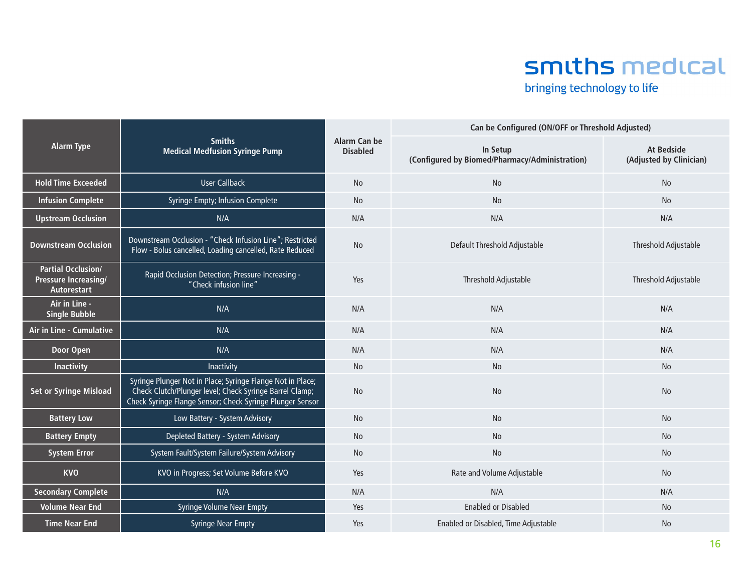smiths medical

bringing technology to life

| Alarm Type | Smiths Medical Medfusion Syringe Pump | Alarm Can be Disabled | Can be Configured (ON/OFF or Threshold Adjusted) | |
|---|---|---|---|---|
| | | | In Setup (Configured by Biomed/Pharmacy/Administration) | At Bedside (Adjusted by Clinician) |
| **Hold Time Exceeded** | User Callback | No | No | No |
| **Infusion Complete** | Syringe Empty; Infusion Complete | No | No | No |
| **Upstream Occlusion** | N/A | N/A | N/A | N/A |
| **Downstream Occlusion** | Downstream Occlusion - "Check Infusion Line"; Restricted Flow - Bolus cancelled, Loading cancelled, Rate Reduced | No | Default Threshold Adjustable | Threshold Adjustable |
| **Partial Occlusion/ Pressure Increasing/ Autorestart** | Rapid Occlusion Detection; Pressure Increasing - "Check infusion line" | Yes | Threshold Adjustable | Threshold Adjustable |
| **Air in Line - Single Bubble** | N/A | N/A | N/A | N/A |
| **Air in Line - Cumulative** | N/A | N/A | N/A | N/A |
| **Door Open** | N/A | N/A | N/A | N/A |
| **Inactivity** | Inactivity | No | No | No |
| **Set or Syringe Misload** | Syringe Plunger Not in Place; Syringe Flange Not in Place; Check Clutch/Plunger level; Check Syringe Barrel Clamp; Check Syringe Flange Sensor; Check Syringe Plunger Sensor | No | No | No |
| **Battery Low** | Low Battery - System Advisory | No | No | No |
| **Battery Empty** | Depleted Battery - System Advisory | No | No | No |
| **System Error** | System Fault/System Failure/System Advisory | No | No | No |
| **KVO** | KVO in Progress; Set Volume Before KVO | Yes | Rate and Volume Adjustable | No |
| **Secondary Complete** | N/A | N/A | N/A | N/A |
| **Volume Near End** | Syringe Volume Near Empty | Yes | Enabled or Disabled | No |
| **Time Near End** | Syringe Near Empty | Yes | Enabled or Disabled, Time Adjustable | No |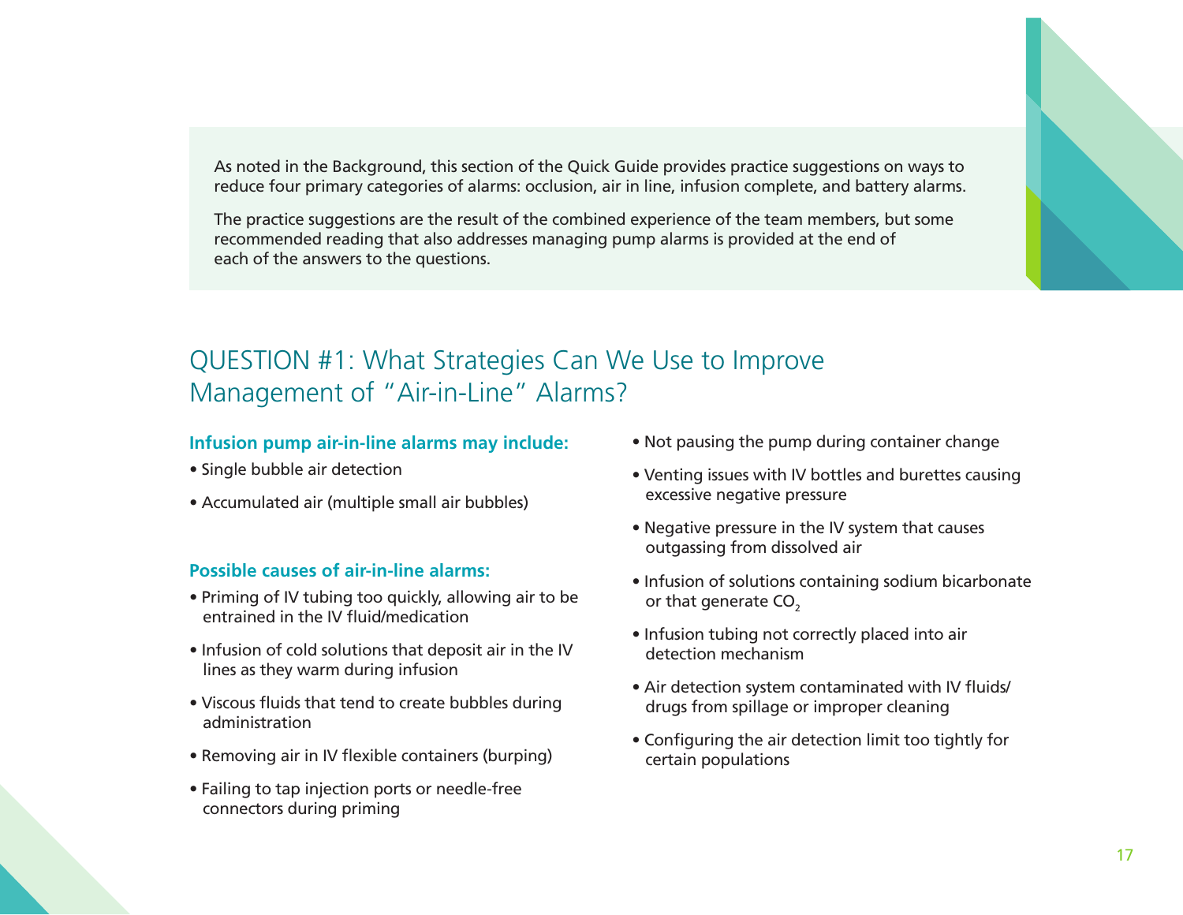As noted in the Background, this section of the Quick Guide provides practice suggestions on ways to reduce four primary categories of alarms: occlusion, air in line, infusion complete, and battery alarms.

The practice suggestions are the result of the combined experience of the team members, but some recommended reading that also addresses managing pump alarms is provided at the end of each of the answers to the questions.

## QUESTION #1: What Strategies Can We Use to Improve Management of "Air-in-Line" Alarms?

**Infusion pump air-in-line alarms may include:**

- Single bubble air detection
- Accumulated air (multiple small air bubbles)

**Possible causes of air-in-line alarms:**

- Priming of IV tubing too quickly, allowing air to be entrained in the IV fluid/medication
- Infusion of cold solutions that deposit air in the IV lines as they warm during infusion
- Viscous fluids that tend to create bubbles during administration
- Removing air in IV flexible containers (burping)
- Failing to tap injection ports or needle-free connectors during priming
- Not pausing the pump during container change
- Venting issues with IV bottles and burettes causing excessive negative pressure
- Negative pressure in the IV system that causes outgassing from dissolved air
- Infusion of solutions containing sodium bicarbonate or that generate $CO_2$
- Infusion tubing not correctly placed into air detection mechanism
- Air detection system contaminated with IV fluids/drugs from spillage or improper cleaning
- Configuring the air detection limit too tightly for certain populations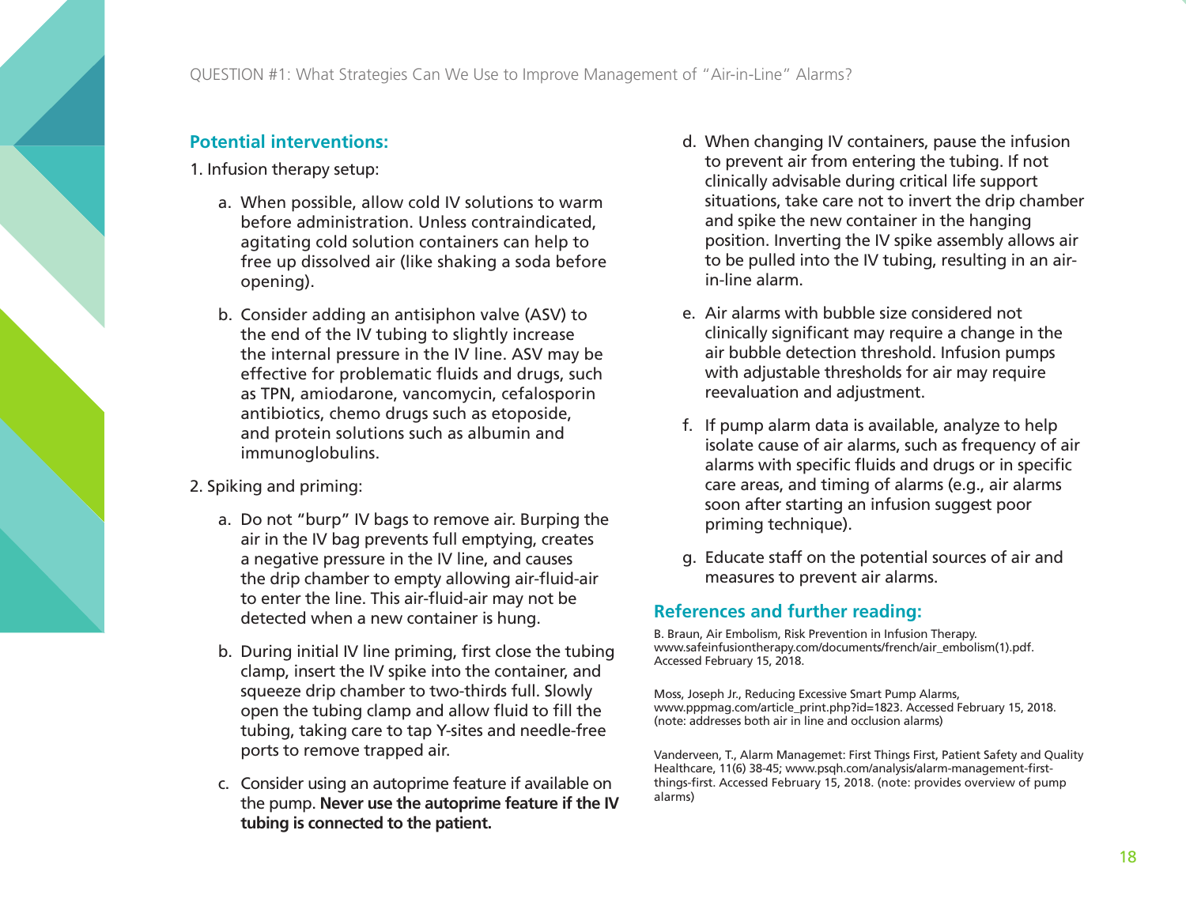## Potential interventions:

1. Infusion therapy setup:

   a. When possible, allow cold IV solutions to warm before administration. Unless contraindicated, agitating cold solution containers can help to free up dissolved air (like shaking a soda before opening).

   b. Consider adding an antisiphon valve (ASV) to the end of the IV tubing to slightly increase the internal pressure in the IV line. ASV may be effective for problematic fluids and drugs, such as TPN, amiodarone, vancomycin, cefalosporin antibiotics, chemo drugs such as etoposide, and protein solutions such as albumin and immunoglobulins.

2. Spiking and priming:

   a. Do not "burp" IV bags to remove air. Burping the air in the IV bag prevents full emptying, creates a negative pressure in the IV line, and causes the drip chamber to empty allowing air-fluid-air to enter the line. This air-fluid-air may not be detected when a new container is hung.

   b. During initial IV line priming, first close the tubing clamp, insert the IV spike into the container, and squeeze drip chamber to two-thirds full. Slowly open the tubing clamp and allow fluid to fill the tubing, taking care to tap Y-sites and needle-free ports to remove trapped air.

   c. Consider using an autoprime feature if available on the pump. **Never use the autoprime feature if the IV tubing is connected to the patient.**

   d. When changing IV containers, pause the infusion to prevent air from entering the tubing. If not clinically advisable during critical life support situations, take care not to invert the drip chamber and spike the new container in the hanging position. Inverting the IV spike assembly allows air to be pulled into the IV tubing, resulting in an air-in-line alarm.

   e. Air alarms with bubble size considered not clinically significant may require a change in the air bubble detection threshold. Infusion pumps with adjustable thresholds for air may require reevaluation and adjustment.

   f. If pump alarm data is available, analyze to help isolate cause of air alarms, such as frequency of air alarms with specific fluids and drugs or in specific care areas, and timing of alarms (e.g., air alarms soon after starting an infusion suggest poor priming technique).

   g. Educate staff on the potential sources of air and measures to prevent air alarms.

## References and further reading:

B. Braun, Air Embolism, Risk Prevention in Infusion Therapy. www.safeinfusiontherapy.com/documents/french/air_embolism(1).pdf. Accessed February 15, 2018.

Moss, Joseph Jr., Reducing Excessive Smart Pump Alarms, www.pppmag.com/article_print.php?id=1823. Accessed February 15, 2018. (note: addresses both air in line and occlusion alarms)

Vanderveen, T., Alarm Managemet: First Things First, Patient Safety and Quality Healthcare, 11(6) 38-45; www.psqh.com/analysis/alarm-management-first-things-first. Accessed February 15, 2018. (note: provides overview of pump alarms)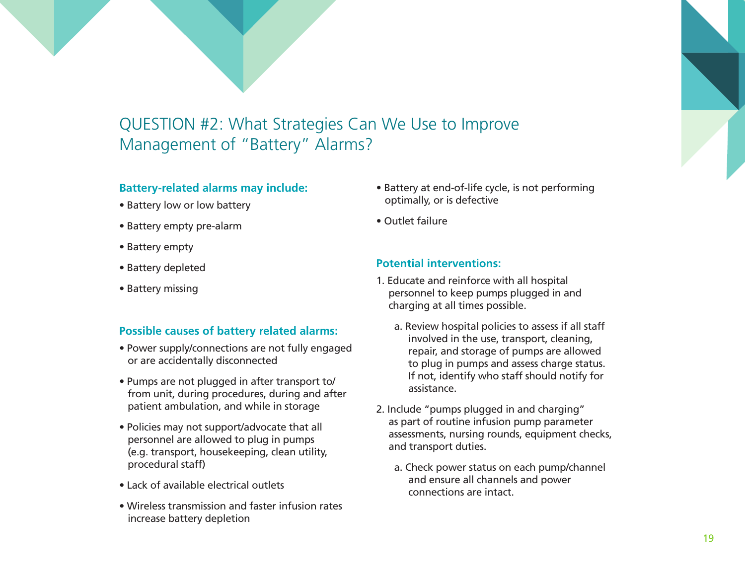# QUESTION #2: What Strategies Can We Use to Improve Management of "Battery" Alarms?

**Battery-related alarms may include:**

- Battery low or low battery
- Battery empty pre-alarm
- Battery empty
- Battery depleted
- Battery missing

**Possible causes of battery related alarms:**

- Power supply/connections are not fully engaged or are accidentally disconnected
- Pumps are not plugged in after transport to/from unit, during procedures, during and after patient ambulation, and while in storage
- Policies may not support/advocate that all personnel are allowed to plug in pumps (e.g. transport, housekeeping, clean utility, procedural staff)
- Lack of available electrical outlets
- Wireless transmission and faster infusion rates increase battery depletion
- Battery at end-of-life cycle, is not performing optimally, or is defective
- Outlet failure

**Potential interventions:**

1. Educate and reinforce with all hospital personnel to keep pumps plugged in and charging at all times possible.
    a. Review hospital policies to assess if all staff involved in the use, transport, cleaning, repair, and storage of pumps are allowed to plug in pumps and assess charge status. If not, identify who staff should notify for assistance.
2. Include "pumps plugged in and charging" as part of routine infusion pump parameter assessments, nursing rounds, equipment checks, and transport duties.
    a. Check power status on each pump/channel and ensure all channels and power connections are intact.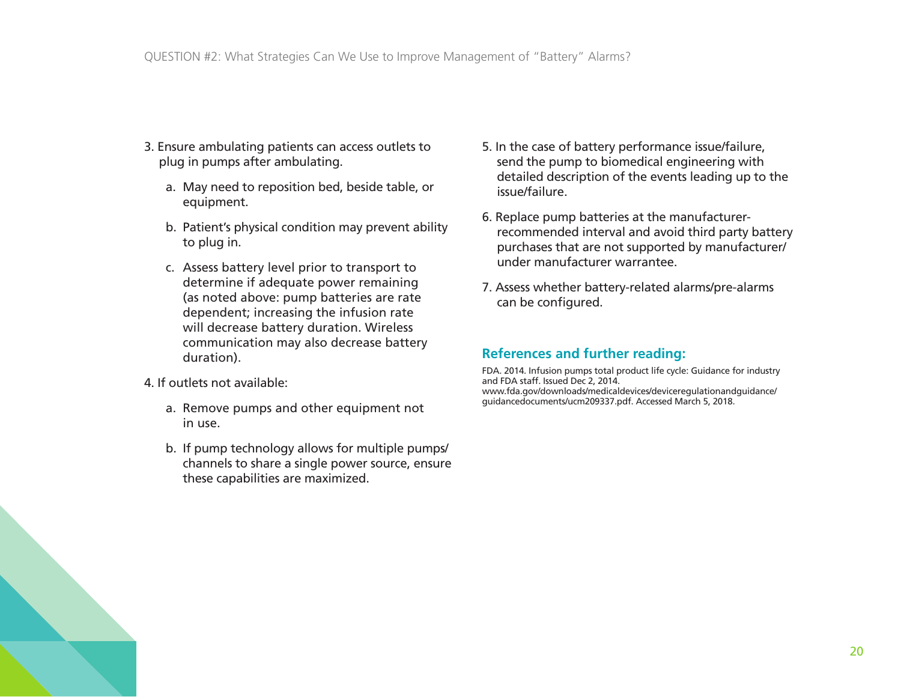3. Ensure ambulating patients can access outlets to plug in pumps after ambulating.

   a. May need to reposition bed, beside table, or equipment.

   b. Patient's physical condition may prevent ability to plug in.

   c. Assess battery level prior to transport to determine if adequate power remaining (as noted above: pump batteries are rate dependent; increasing the infusion rate will decrease battery duration. Wireless communication may also decrease battery duration).

4. If outlets not available:

   a. Remove pumps and other equipment not in use.

   b. If pump technology allows for multiple pumps/channels to share a single power source, ensure these capabilities are maximized.

5. In the case of battery performance issue/failure, send the pump to biomedical engineering with detailed description of the events leading up to the issue/failure.

6. Replace pump batteries at the manufacturer-recommended interval and avoid third party battery purchases that are not supported by manufacturer/under manufacturer warrantee.

7. Assess whether battery-related alarms/pre-alarms can be configured.

## References and further reading:

FDA. 2014. Infusion pumps total product life cycle: Guidance for industry and FDA staff. Issued Dec 2, 2014. www.fda.gov/downloads/medicaldevices/deviceregulationandguidance/guidancedocuments/ucm209337.pdf. Accessed March 5, 2018.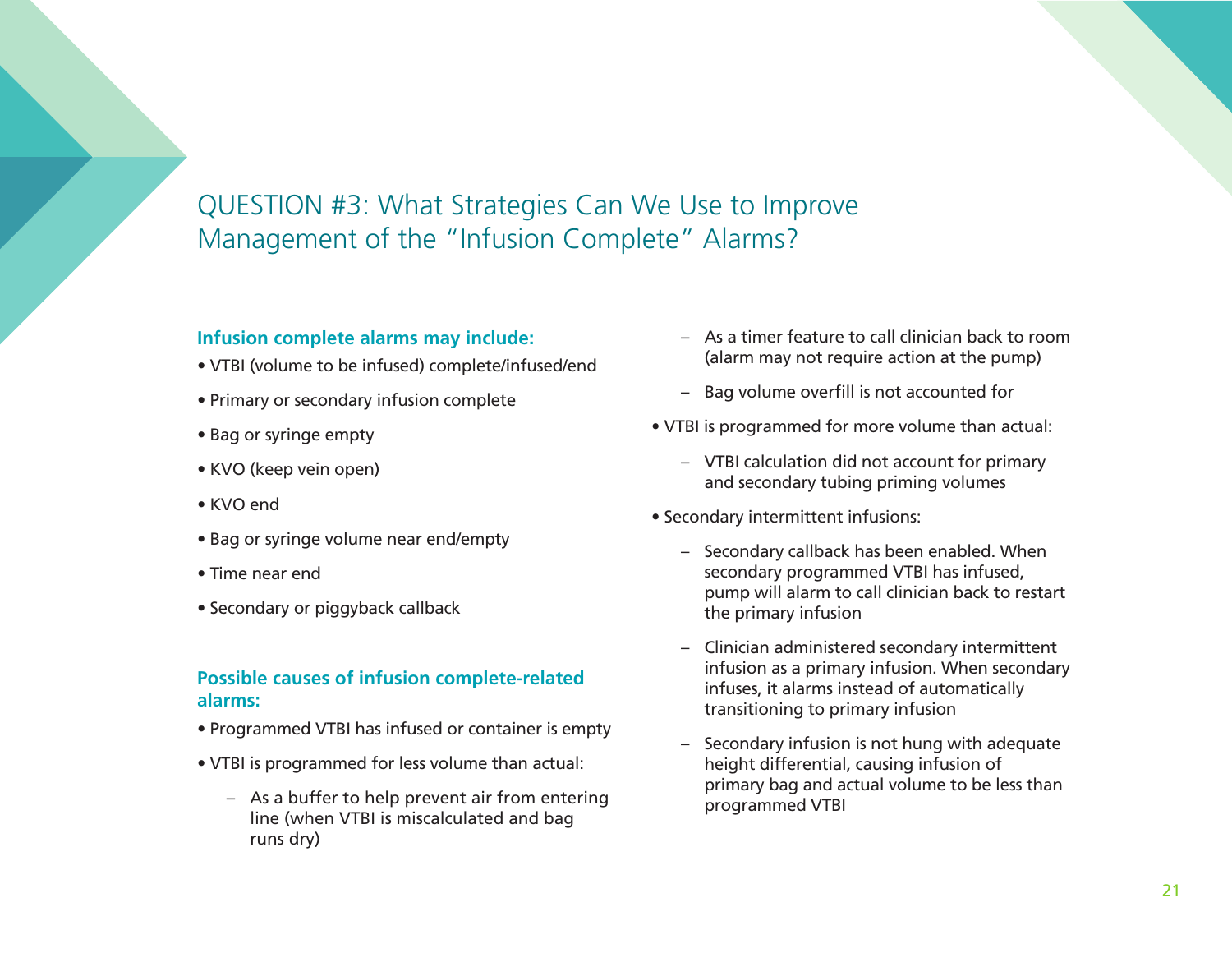## QUESTION #3: What Strategies Can We Use to Improve Management of the "Infusion Complete" Alarms?

**Infusion complete alarms may include:**

- VTBI (volume to be infused) complete/infused/end
- Primary or secondary infusion complete
- Bag or syringe empty
- KVO (keep vein open)
- KVO end
- Bag or syringe volume near end/empty
- Time near end
- Secondary or piggyback callback

**Possible causes of infusion complete-related alarms:**

- Programmed VTBI has infused or container is empty
- VTBI is programmed for less volume than actual:
  - As a buffer to help prevent air from entering line (when VTBI is miscalculated and bag runs dry)
  - As a timer feature to call clinician back to room (alarm may not require action at the pump)
  - Bag volume overfill is not accounted for
- VTBI is programmed for more volume than actual:
  - VTBI calculation did not account for primary and secondary tubing priming volumes
- Secondary intermittent infusions:
  - Secondary callback has been enabled. When secondary programmed VTBI has infused, pump will alarm to call clinician back to restart the primary infusion
  - Clinician administered secondary intermittent infusion as a primary infusion. When secondary infuses, it alarms instead of automatically transitioning to primary infusion
  - Secondary infusion is not hung with adequate height differential, causing infusion of primary bag and actual volume to be less than programmed VTBI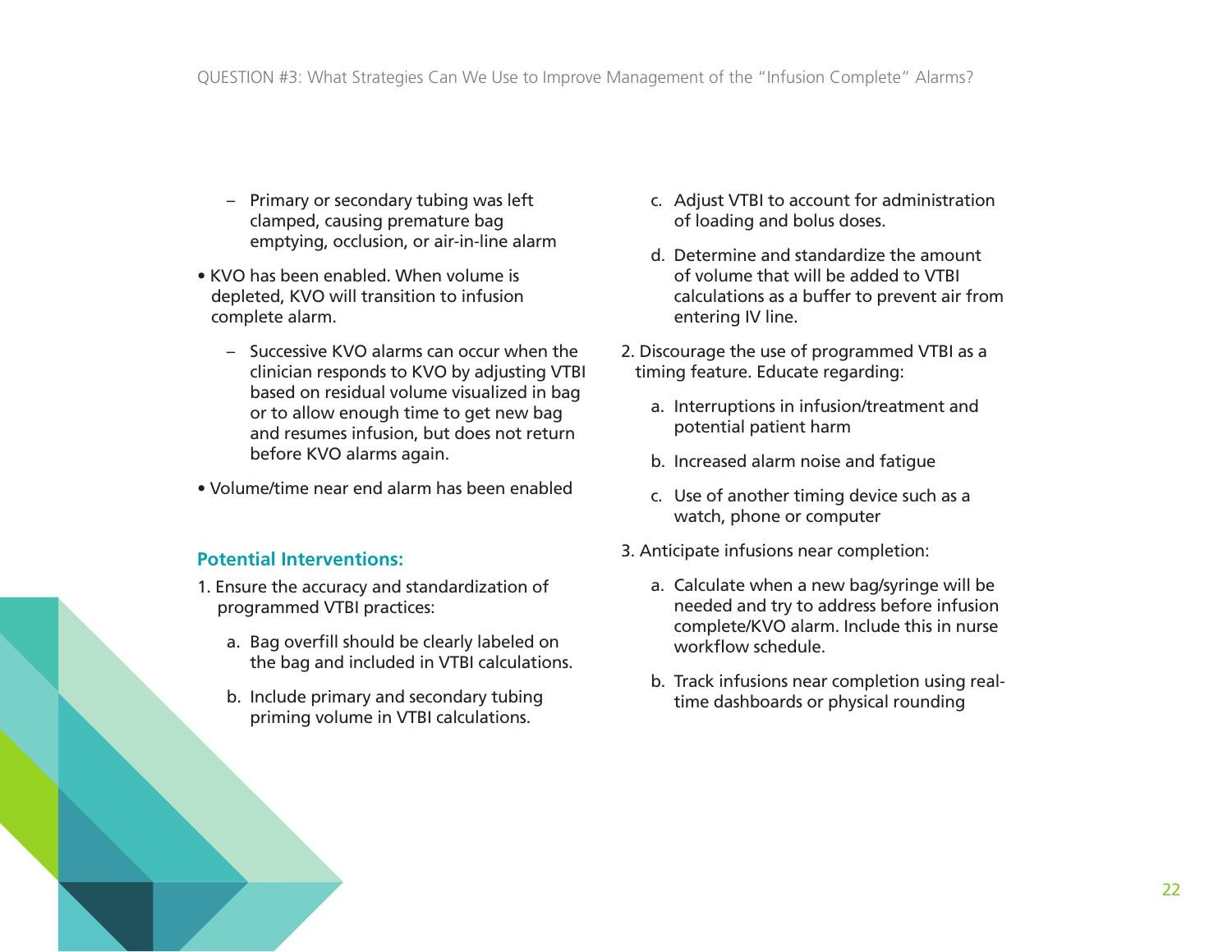- Primary or secondary tubing was left clamped, causing premature bag emptying, occlusion, or air-in-line alarm

- KVO has been enabled. When volume is depleted, KVO will transition to infusion complete alarm.
  - Successive KVO alarms can occur when the clinician responds to KVO by adjusting VTBI based on residual volume visualized in bag or to allow enough time to get new bag and resumes infusion, but does not return before KVO alarms again.
- Volume/time near end alarm has been enabled

### Potential Interventions:

1. Ensure the accuracy and standardization of programmed VTBI practices:
   a. Bag overfill should be clearly labeled on the bag and included in VTBI calculations.
   b. Include primary and secondary tubing priming volume in VTBI calculations.
   c. Adjust VTBI to account for administration of loading and bolus doses.
   d. Determine and standardize the amount of volume that will be added to VTBI calculations as a buffer to prevent air from entering IV line.
2. Discourage the use of programmed VTBI as a timing feature. Educate regarding:
   a. Interruptions in infusion/treatment and potential patient harm
   b. Increased alarm noise and fatigue
   c. Use of another timing device such as a watch, phone or computer
3. Anticipate infusions near completion:
   a. Calculate when a new bag/syringe will be needed and try to address before infusion complete/KVO alarm. Include this in nurse workflow schedule.
   b. Track infusions near completion using real-time dashboards or physical rounding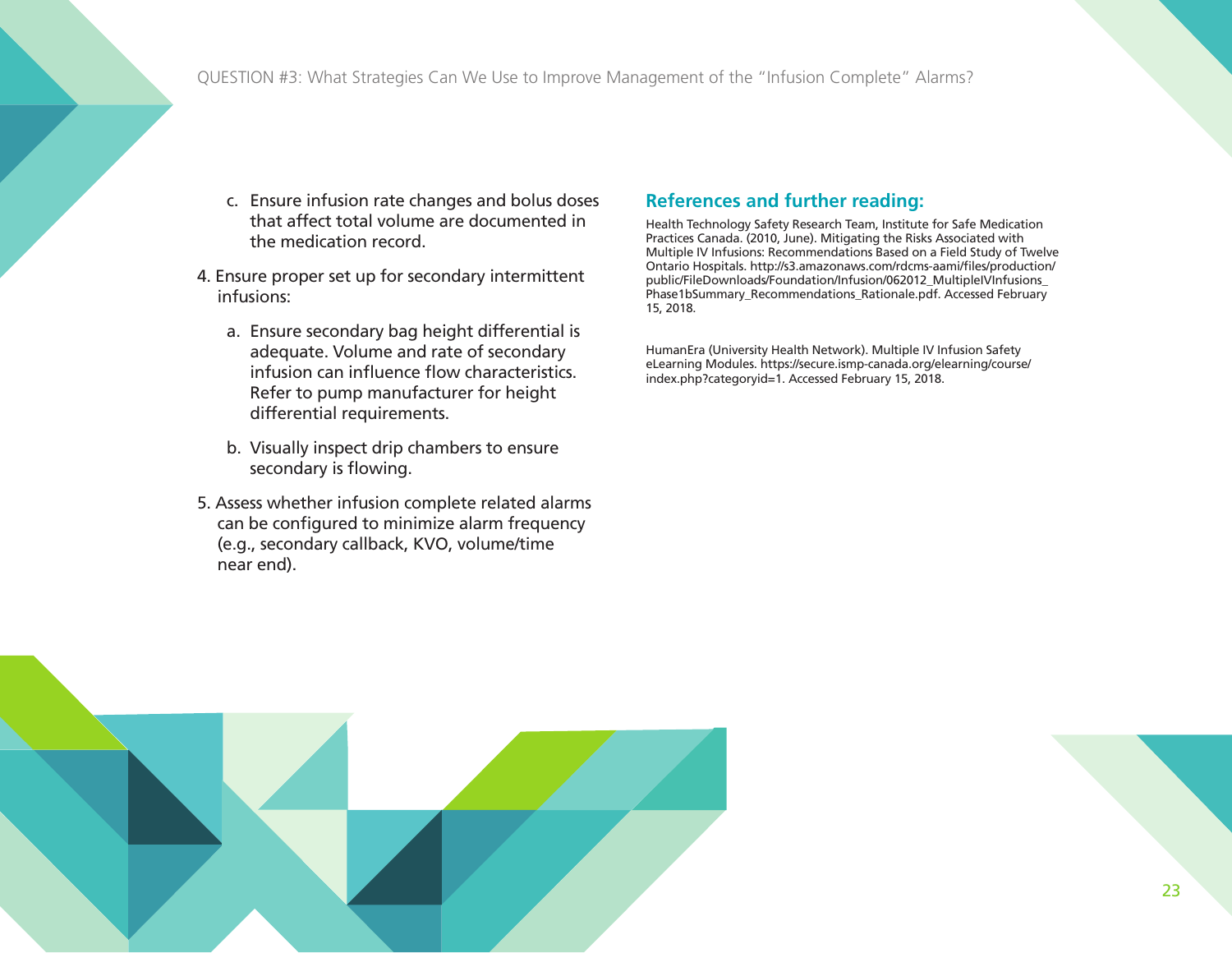c. Ensure infusion rate changes and bolus doses that affect total volume are documented in the medication record.

4. Ensure proper set up for secondary intermittent infusions:

   a. Ensure secondary bag height differential is adequate. Volume and rate of secondary infusion can influence flow characteristics. Refer to pump manufacturer for height differential requirements.

   b. Visually inspect drip chambers to ensure secondary is flowing.

5. Assess whether infusion complete related alarms can be configured to minimize alarm frequency (e.g., secondary callback, KVO, volume/time near end).

## References and further reading:

Health Technology Safety Research Team, Institute for Safe Medication Practices Canada. (2010, June). Mitigating the Risks Associated with Multiple IV Infusions: Recommendations Based on a Field Study of Twelve Ontario Hospitals. http://s3.amazonaws.com/rdcms-aami/files/production/public/FileDownloads/Foundation/Infusion/062012_MultipleIVInfusions_Phase1bSummary_Recommendations_Rationale.pdf. Accessed February 15, 2018.

HumanEra (University Health Network). Multiple IV Infusion Safety eLearning Modules. https://secure.ismp-canada.org/elearning/course/index.php?categoryid=1. Accessed February 15, 2018.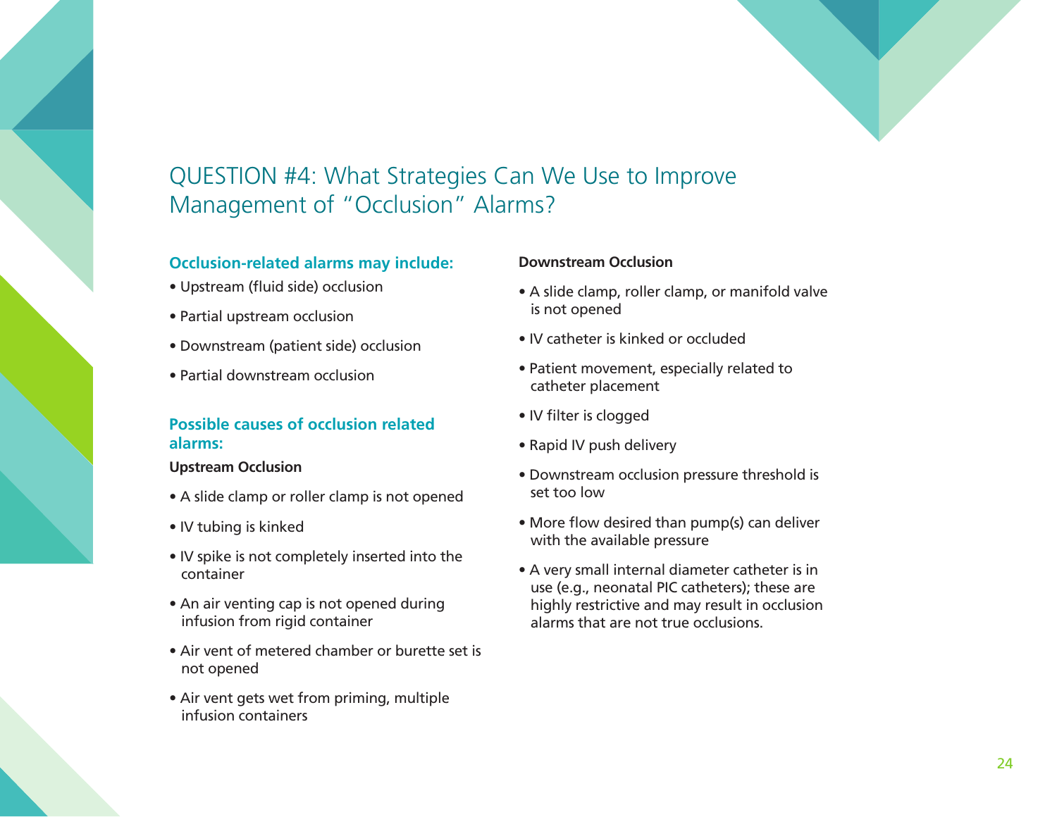## QUESTION #4: What Strategies Can We Use to Improve Management of "Occlusion" Alarms?

**Occlusion-related alarms may include:**

- Upstream (fluid side) occlusion
- Partial upstream occlusion
- Downstream (patient side) occlusion
- Partial downstream occlusion

**Possible causes of occlusion related alarms:**

**Upstream Occlusion**

- A slide clamp or roller clamp is not opened
- IV tubing is kinked
- IV spike is not completely inserted into the container
- An air venting cap is not opened during infusion from rigid container
- Air vent of metered chamber or burette set is not opened
- Air vent gets wet from priming, multiple infusion containers

**Downstream Occlusion**

- A slide clamp, roller clamp, or manifold valve is not opened
- IV catheter is kinked or occluded
- Patient movement, especially related to catheter placement
- IV filter is clogged
- Rapid IV push delivery
- Downstream occlusion pressure threshold is set too low
- More flow desired than pump(s) can deliver with the available pressure
- A very small internal diameter catheter is in use (e.g., neonatal PIC catheters); these are highly restrictive and may result in occlusion alarms that are not true occlusions.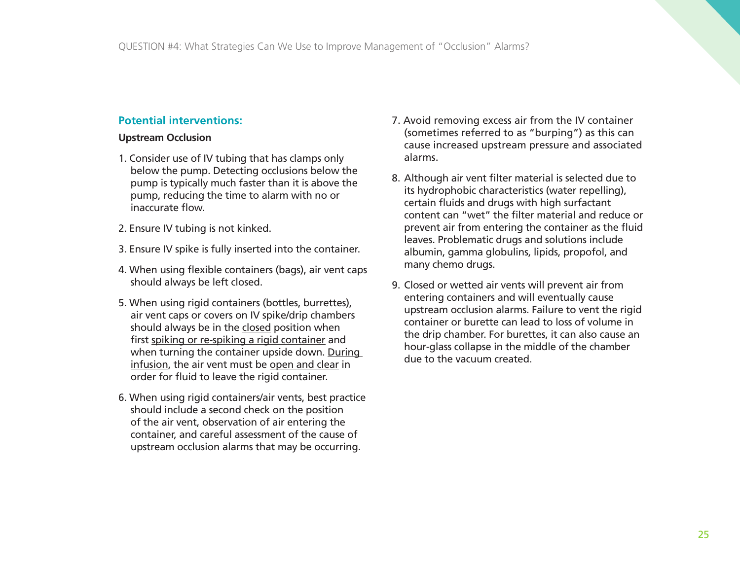## Potential interventions:

**Upstream Occlusion**

1. Consider use of IV tubing that has clamps only below the pump. Detecting occlusions below the pump is typically much faster than it is above the pump, reducing the time to alarm with no or inaccurate flow.

2. Ensure IV tubing is not kinked.

3. Ensure IV spike is fully inserted into the container.

4. When using flexible containers (bags), air vent caps should always be left closed.

5. When using rigid containers (bottles, burrettes), air vent caps or covers on IV spike/drip chambers should always be in the closed position when first spiking or re-spiking a rigid container and when turning the container upside down. During infusion, the air vent must be open and clear in order for fluid to leave the rigid container.

6. When using rigid containers/air vents, best practice should include a second check on the position of the air vent, observation of air entering the container, and careful assessment of the cause of upstream occlusion alarms that may be occurring.

7. Avoid removing excess air from the IV container (sometimes referred to as "burping") as this can cause increased upstream pressure and associated alarms.

8. Although air vent filter material is selected due to its hydrophobic characteristics (water repelling), certain fluids and drugs with high surfactant content can "wet" the filter material and reduce or prevent air from entering the container as the fluid leaves. Problematic drugs and solutions include albumin, gamma globulins, lipids, propofol, and many chemo drugs.

9. Closed or wetted air vents will prevent air from entering containers and will eventually cause upstream occlusion alarms. Failure to vent the rigid container or burette can lead to loss of volume in the drip chamber. For burettes, it can also cause an hour-glass collapse in the middle of the chamber due to the vacuum created.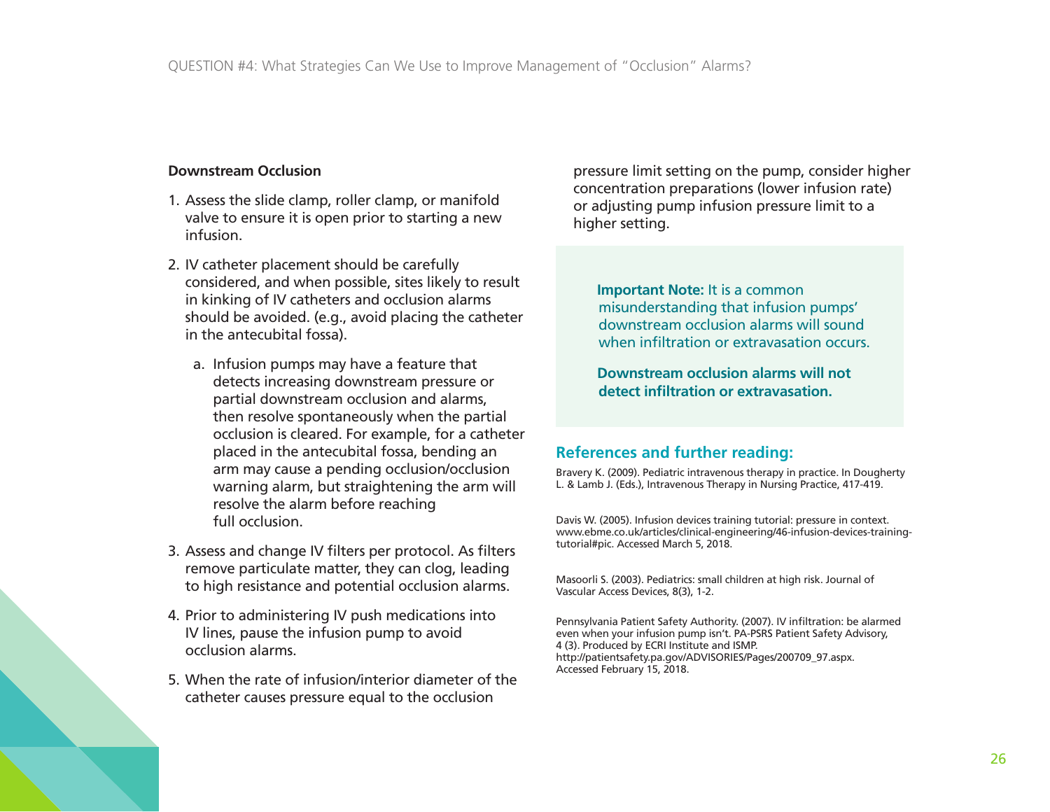### Downstream Occlusion

1. Assess the slide clamp, roller clamp, or manifold valve to ensure it is open prior to starting a new infusion.
2. IV catheter placement should be carefully considered, and when possible, sites likely to result in kinking of IV catheters and occlusion alarms should be avoided. (e.g., avoid placing the catheter in the antecubital fossa).
   a. Infusion pumps may have a feature that detects increasing downstream pressure or partial downstream occlusion and alarms, then resolve spontaneously when the partial occlusion is cleared. For example, for a catheter placed in the antecubital fossa, bending an arm may cause a pending occlusion/occlusion warning alarm, but straightening the arm will resolve the alarm before reaching full occlusion.
3. Assess and change IV filters per protocol. As filters remove particulate matter, they can clog, leading to high resistance and potential occlusion alarms.
4. Prior to administering IV push medications into IV lines, pause the infusion pump to avoid occlusion alarms.
5. When the rate of infusion/interior diameter of the catheter causes pressure equal to the occlusion pressure limit setting on the pump, consider higher concentration preparations (lower infusion rate) or adjusting pump infusion pressure limit to a higher setting.

**Important Note:** It is a common misunderstanding that infusion pumps' downstream occlusion alarms will sound when infiltration or extravasation occurs.

**Downstream occlusion alarms will not detect infiltration or extravasation.**

## References and further reading:

Bravery K. (2009). Pediatric intravenous therapy in practice. In Dougherty L. & Lamb J. (Eds.), Intravenous Therapy in Nursing Practice, 417-419.

Davis W. (2005). Infusion devices training tutorial: pressure in context. www.ebme.co.uk/articles/clinical-engineering/46-infusion-devices-training-tutorial#pic. Accessed March 5, 2018.

Masoorli S. (2003). Pediatrics: small children at high risk. Journal of Vascular Access Devices, 8(3), 1-2.

Pennsylvania Patient Safety Authority. (2007). IV infiltration: be alarmed even when your infusion pump isn't. PA-PSRS Patient Safety Advisory, 4 (3). Produced by ECRI Institute and ISMP. http://patientsafety.pa.gov/ADVISORIES/Pages/200709_97.aspx. Accessed February 15, 2018.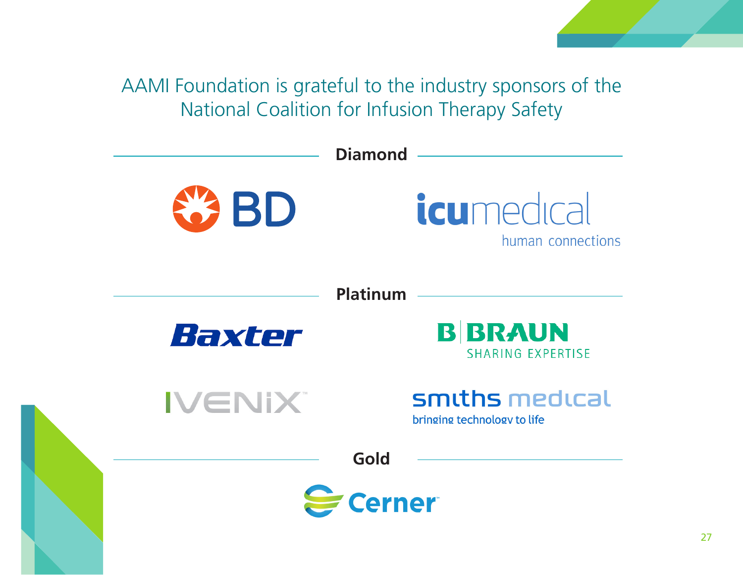AAMI Foundation is grateful to the industry sponsors of the National Coalition for Infusion Therapy Safety

**Diamond**

BD

icumedical
human connections

**Platinum**

Baxter

B|BRAUN
SHARING EXPERTISE

IVENIX™

smiths medical
bringing technology to life

**Gold**

Cerner™